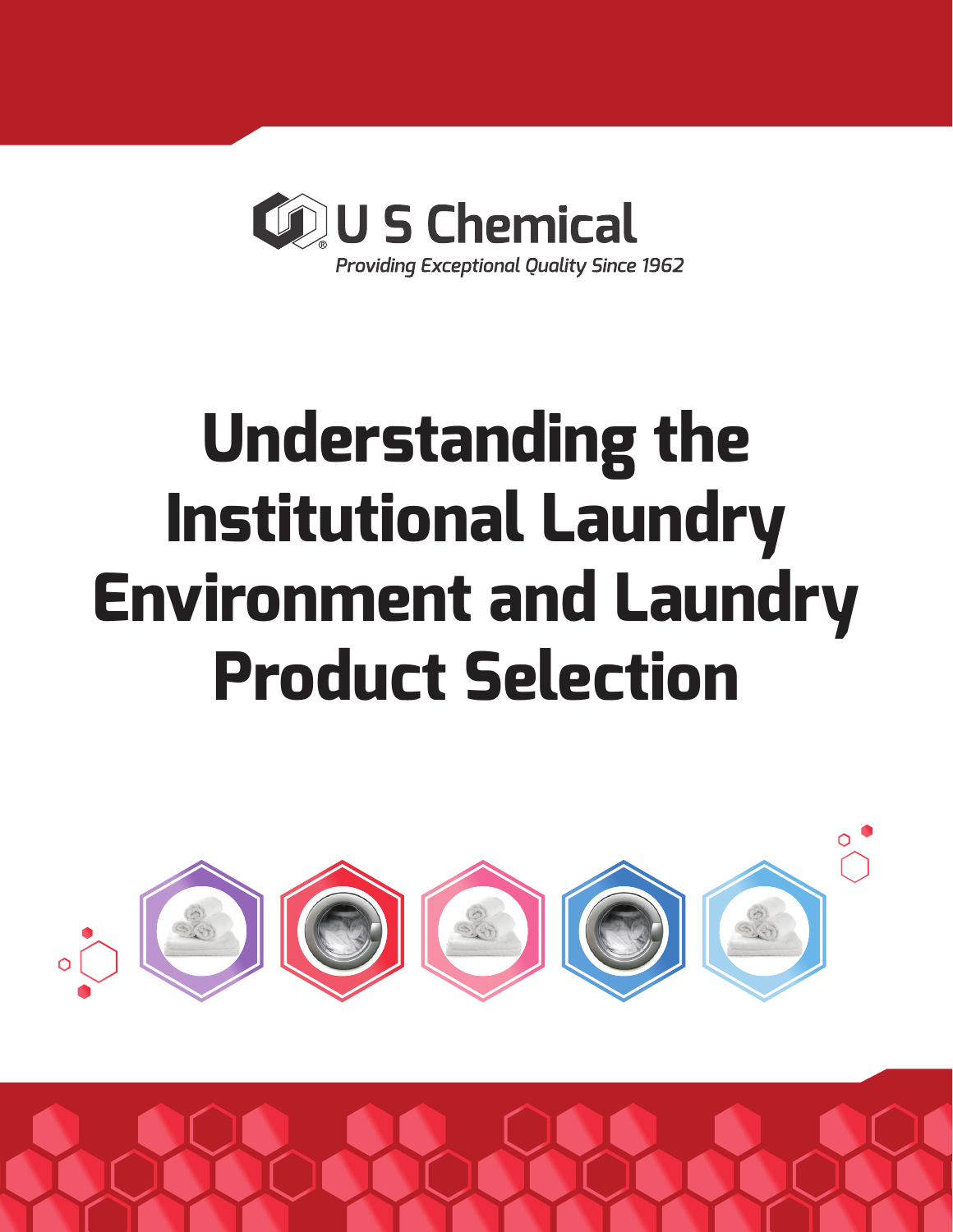U S Chemical

*Providing Exceptional Quality Since 1962*

# Understanding the Institutional Laundry Environment and Laundry Product Selection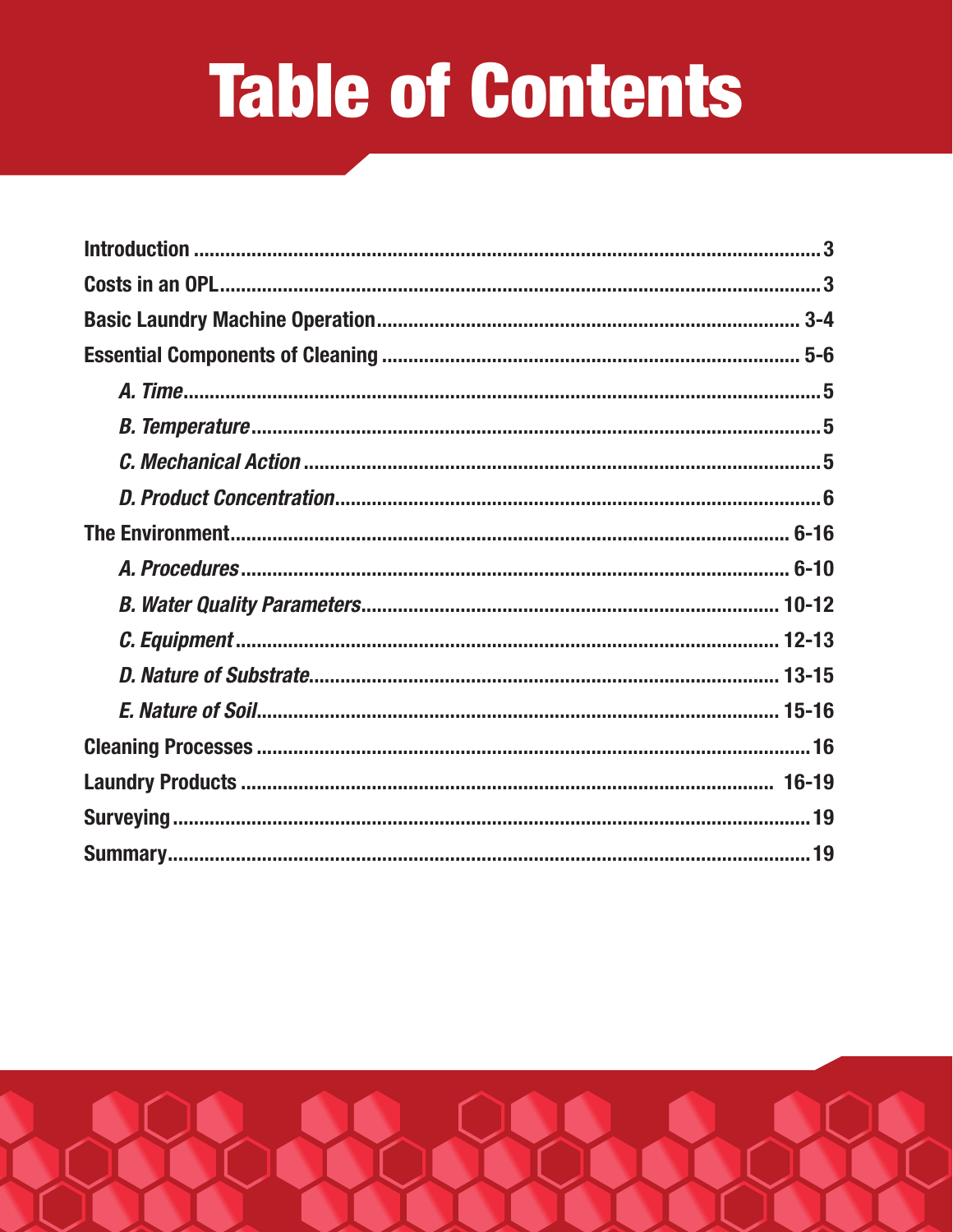# Table of Contents

**Introduction** .......... 3

**Costs in an OPL** .......... 3

**Basic Laundry Machine Operation** .......... 3-4

**Essential Components of Cleaning** .......... 5-6

- *A. Time* .......... 5
- *B. Temperature* .......... 5
- *C. Mechanical Action* .......... 5
- *D. Product Concentration* .......... 6

**The Environment** .......... 6-16

- *A. Procedures* .......... 6-10
- *B. Water Quality Parameters* .......... 10-12
- *C. Equipment* .......... 12-13
- *D. Nature of Substrate* .......... 13-15
- *E. Nature of Soil* .......... 15-16

**Cleaning Processes** .......... 16

**Laundry Products** .......... 16-19

**Surveying** .......... 19

**Summary** .......... 19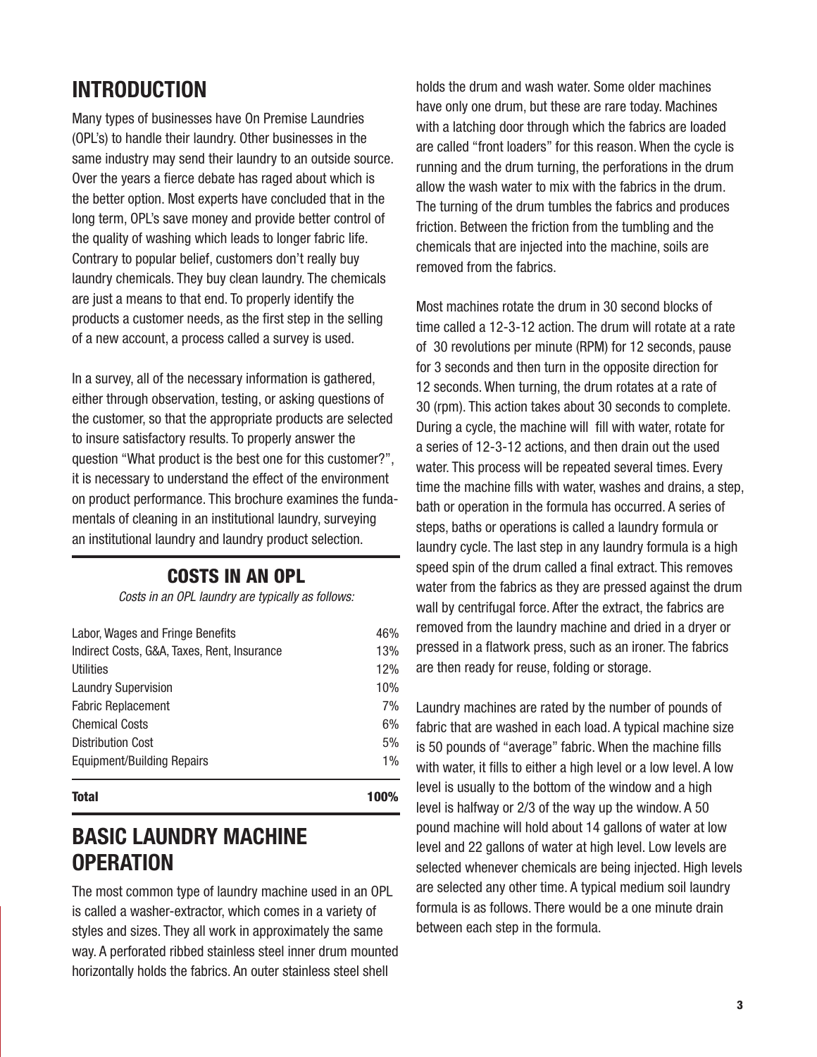## INTRODUCTION

Many types of businesses have On Premise Laundries (OPL's) to handle their laundry. Other businesses in the same industry may send their laundry to an outside source. Over the years a fierce debate has raged about which is the better option. Most experts have concluded that in the long term, OPL's save money and provide better control of the quality of washing which leads to longer fabric life. Contrary to popular belief, customers don't really buy laundry chemicals. They buy clean laundry. The chemicals are just a means to that end. To properly identify the products a customer needs, as the first step in the selling of a new account, a process called a survey is used.

In a survey, all of the necessary information is gathered, either through observation, testing, or asking questions of the customer, so that the appropriate products are selected to insure satisfactory results. To properly answer the question "What product is the best one for this customer?", it is necessary to understand the effect of the environment on product performance. This brochure examines the fundamentals of cleaning in an institutional laundry, surveying an institutional laundry and laundry product selection.

### COSTS IN AN OPL

*Costs in an OPL laundry are typically as follows:*

| | |
|---|---|
| Labor, Wages and Fringe Benefits | 46% |
| Indirect Costs, G&A, Taxes, Rent, Insurance | 13% |
| Utilities | 12% |
| Laundry Supervision | 10% |
| Fabric Replacement | 7% |
| Chemical Costs | 6% |
| Distribution Cost | 5% |
| Equipment/Building Repairs | 1% |
| **Total** | **100%** |

## BASIC LAUNDRY MACHINE OPERATION

The most common type of laundry machine used in an OPL is called a washer-extractor, which comes in a variety of styles and sizes. They all work in approximately the same way. A perforated ribbed stainless steel inner drum mounted horizontally holds the fabrics. An outer stainless steel shell holds the drum and wash water. Some older machines have only one drum, but these are rare today. Machines with a latching door through which the fabrics are loaded are called "front loaders" for this reason. When the cycle is running and the drum turning, the perforations in the drum allow the wash water to mix with the fabrics in the drum. The turning of the drum tumbles the fabrics and produces friction. Between the friction from the tumbling and the chemicals that are injected into the machine, soils are removed from the fabrics.

Most machines rotate the drum in 30 second blocks of time called a 12-3-12 action. The drum will rotate at a rate of 30 revolutions per minute (RPM) for 12 seconds, pause for 3 seconds and then turn in the opposite direction for 12 seconds. When turning, the drum rotates at a rate of 30 (rpm). This action takes about 30 seconds to complete. During a cycle, the machine will fill with water, rotate for a series of 12-3-12 actions, and then drain out the used water. This process will be repeated several times. Every time the machine fills with water, washes and drains, a step, bath or operation in the formula has occurred. A series of steps, baths or operations is called a laundry formula or laundry cycle. The last step in any laundry formula is a high speed spin of the drum called a final extract. This removes water from the fabrics as they are pressed against the drum wall by centrifugal force. After the extract, the fabrics are removed from the laundry machine and dried in a dryer or pressed in a flatwork press, such as an ironer. The fabrics are then ready for reuse, folding or storage.

Laundry machines are rated by the number of pounds of fabric that are washed in each load. A typical machine size is 50 pounds of "average" fabric. When the machine fills with water, it fills to either a high level or a low level. A low level is usually to the bottom of the window and a high level is halfway or 2/3 of the way up the window. A 50 pound machine will hold about 14 gallons of water at low level and 22 gallons of water at high level. Low levels are selected whenever chemicals are being injected. High levels are selected any other time. A typical medium soil laundry formula is as follows. There would be a one minute drain between each step in the formula.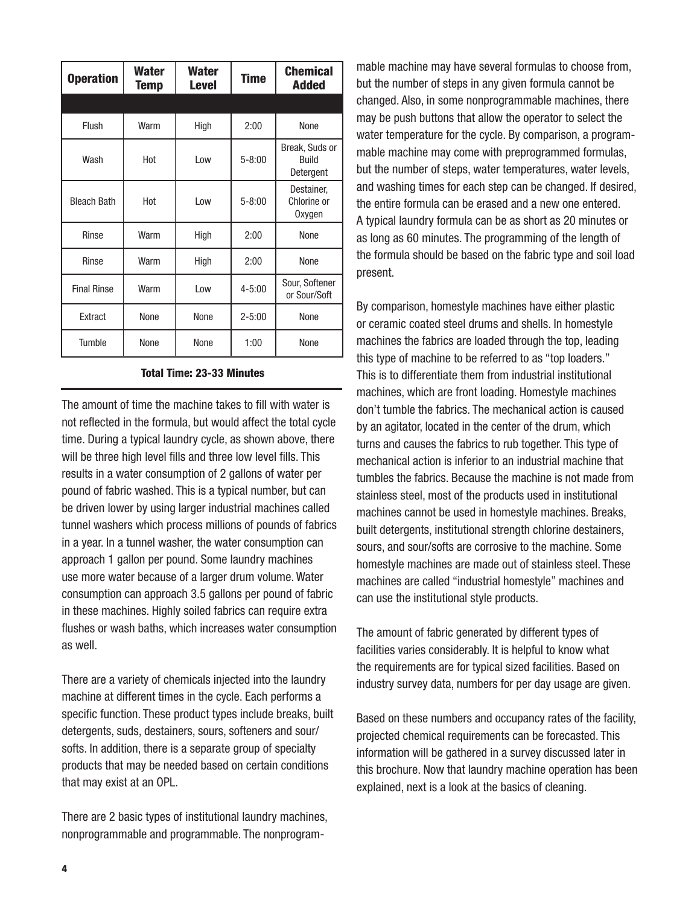| Operation | Water Temp | Water Level | Time | Chemical Added |
|---|---|---|---|---|
| Flush | Warm | High | 2:00 | None |
| Wash | Hot | Low | 5-8:00 | Break, Suds or Build Detergent |
| Bleach Bath | Hot | Low | 5-8:00 | Destainer, Chlorine or Oxygen |
| Rinse | Warm | High | 2:00 | None |
| Rinse | Warm | High | 2:00 | None |
| Final Rinse | Warm | Low | 4-5:00 | Sour, Softener or Sour/Soft |
| Extract | None | None | 2-5:00 | None |
| Tumble | None | None | 1:00 | None |

**Total Time: 23-33 Minutes**

The amount of time the machine takes to fill with water is not reflected in the formula, but would affect the total cycle time. During a typical laundry cycle, as shown above, there will be three high level fills and three low level fills. This results in a water consumption of 2 gallons of water per pound of fabric washed. This is a typical number, but can be driven lower by using larger industrial machines called tunnel washers which process millions of pounds of fabrics in a year. In a tunnel washer, the water consumption can approach 1 gallon per pound. Some laundry machines use more water because of a larger drum volume. Water consumption can approach 3.5 gallons per pound of fabric in these machines. Highly soiled fabrics can require extra flushes or wash baths, which increases water consumption as well.

There are a variety of chemicals injected into the laundry machine at different times in the cycle. Each performs a specific function. These product types include breaks, built detergents, suds, destainers, sours, softeners and sour/softs. In addition, there is a separate group of specialty products that may be needed based on certain conditions that may exist at an OPL.

There are 2 basic types of institutional laundry machines, nonprogrammable and programmable. The nonprogrammable machine may have several formulas to choose from, but the number of steps in any given formula cannot be changed. Also, in some nonprogrammable machines, there may be push buttons that allow the operator to select the water temperature for the cycle. By comparison, a programmable machine may come with preprogrammed formulas, but the number of steps, water temperatures, water levels, and washing times for each step can be changed. If desired, the entire formula can be erased and a new one entered. A typical laundry formula can be as short as 20 minutes or as long as 60 minutes. The programming of the length of the formula should be based on the fabric type and soil load present.

By comparison, homestyle machines have either plastic or ceramic coated steel drums and shells. In homestyle machines the fabrics are loaded through the top, leading this type of machine to be referred to as "top loaders." This is to differentiate them from industrial institutional machines, which are front loading. Homestyle machines don't tumble the fabrics. The mechanical action is caused by an agitator, located in the center of the drum, which turns and causes the fabrics to rub together. This type of mechanical action is inferior to an industrial machine that tumbles the fabrics. Because the machine is not made from stainless steel, most of the products used in institutional machines cannot be used in homestyle machines. Breaks, built detergents, institutional strength chlorine destainers, sours, and sour/softs are corrosive to the machine. Some homestyle machines are made out of stainless steel. These machines are called "industrial homestyle" machines and can use the institutional style products.

The amount of fabric generated by different types of facilities varies considerably. It is helpful to know what the requirements are for typical sized facilities. Based on industry survey data, numbers for per day usage are given.

Based on these numbers and occupancy rates of the facility, projected chemical requirements can be forecasted. This information will be gathered in a survey discussed later in this brochure. Now that laundry machine operation has been explained, next is a look at the basics of cleaning.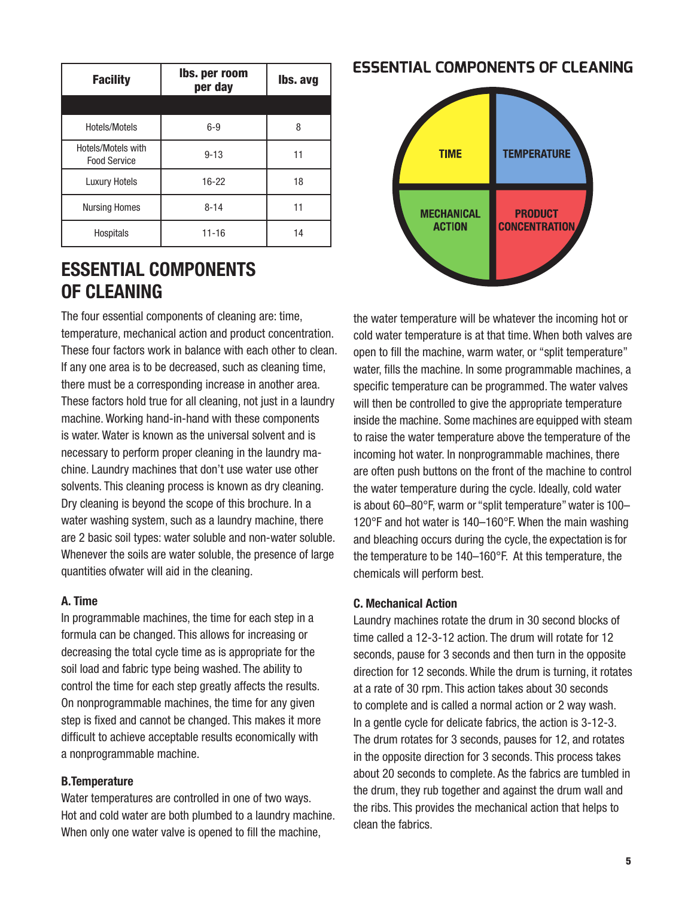| Facility | lbs. per room per day | lbs. avg |
|---|---|---|
| | | |
| Hotels/Motels | 6-9 | 8 |
| Hotels/Motels with Food Service | 9-13 | 11 |
| Luxury Hotels | 16-22 | 18 |
| Nursing Homes | 8-14 | 11 |
| Hospitals | 11-16 | 14 |

## ESSENTIAL COMPONENTS OF CLEANING

TIME, TEMPERATURE, MECHANICAL ACTION, PRODUCT CONCENTRATION

## ESSENTIAL COMPONENTS OF CLEANING

The four essential components of cleaning are: time, temperature, mechanical action and product concentration. These four factors work in balance with each other to clean. If any one area is to be decreased, such as cleaning time, there must be a corresponding increase in another area. These factors hold true for all cleaning, not just in a laundry machine. Working hand-in-hand with these components is water. Water is known as the universal solvent and is necessary to perform proper cleaning in the laundry machine. Laundry machines that don't use water use other solvents. This cleaning process is known as dry cleaning. Dry cleaning is beyond the scope of this brochure. In a water washing system, such as a laundry machine, there are 2 basic soil types: water soluble and non-water soluble. Whenever the soils are water soluble, the presence of large quantities ofwater will aid in the cleaning.

### A. Time

In programmable machines, the time for each step in a formula can be changed. This allows for increasing or decreasing the total cycle time as is appropriate for the soil load and fabric type being washed. The ability to control the time for each step greatly affects the results. On nonprogrammable machines, the time for any given step is fixed and cannot be changed. This makes it more difficult to achieve acceptable results economically with a nonprogrammable machine.

### B.Temperature

Water temperatures are controlled in one of two ways. Hot and cold water are both plumbed to a laundry machine. When only one water valve is opened to fill the machine, the water temperature will be whatever the incoming hot or cold water temperature is at that time. When both valves are open to fill the machine, warm water, or "split temperature" water, fills the machine. In some programmable machines, a specific temperature can be programmed. The water valves will then be controlled to give the appropriate temperature inside the machine. Some machines are equipped with steam to raise the water temperature above the temperature of the incoming hot water. In nonprogrammable machines, there are often push buttons on the front of the machine to control the water temperature during the cycle. Ideally, cold water is about 60–80°F, warm or "split temperature" water is 100–120°F and hot water is 140–160°F. When the main washing and bleaching occurs during the cycle, the expectation is for the temperature to be 140–160°F. At this temperature, the chemicals will perform best.

### C. Mechanical Action

Laundry machines rotate the drum in 30 second blocks of time called a 12-3-12 action. The drum will rotate for 12 seconds, pause for 3 seconds and then turn in the opposite direction for 12 seconds. While the drum is turning, it rotates at a rate of 30 rpm. This action takes about 30 seconds to complete and is called a normal action or 2 way wash. In a gentle cycle for delicate fabrics, the action is 3-12-3. The drum rotates for 3 seconds, pauses for 12, and rotates in the opposite direction for 3 seconds. This process takes about 20 seconds to complete. As the fabrics are tumbled in the drum, they rub together and against the drum wall and the ribs. This provides the mechanical action that helps to clean the fabrics.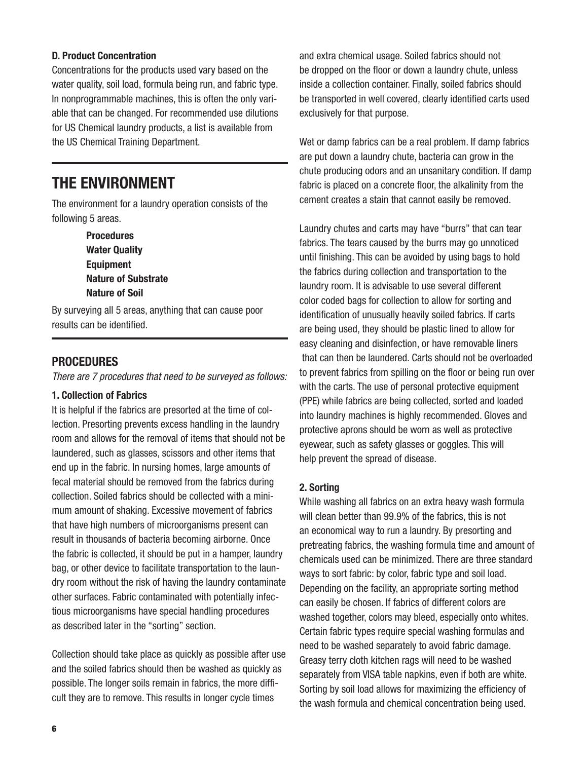### D. Product Concentration

Concentrations for the products used vary based on the water quality, soil load, formula being run, and fabric type. In nonprogrammable machines, this is often the only variable that can be changed. For recommended use dilutions for US Chemical laundry products, a list is available from the US Chemical Training Department.

# THE ENVIRONMENT

The environment for a laundry operation consists of the following 5 areas.

**Procedures**
**Water Quality**
**Equipment**
**Nature of Substrate**
**Nature of Soil**

By surveying all 5 areas, anything that can cause poor results can be identified.

## PROCEDURES

*There are 7 procedures that need to be surveyed as follows:*

### 1. Collection of Fabrics

It is helpful if the fabrics are presorted at the time of collection. Presorting prevents excess handling in the laundry room and allows for the removal of items that should not be laundered, such as glasses, scissors and other items that end up in the fabric. In nursing homes, large amounts of fecal material should be removed from the fabrics during collection. Soiled fabrics should be collected with a minimum amount of shaking. Excessive movement of fabrics that have high numbers of microorganisms present can result in thousands of bacteria becoming airborne. Once the fabric is collected, it should be put in a hamper, laundry bag, or other device to facilitate transportation to the laundry room without the risk of having the laundry contaminate other surfaces. Fabric contaminated with potentially infectious microorganisms have special handling procedures as described later in the "sorting" section.

Collection should take place as quickly as possible after use and the soiled fabrics should then be washed as quickly as possible. The longer soils remain in fabrics, the more difficult they are to remove. This results in longer cycle times and extra chemical usage. Soiled fabrics should not be dropped on the floor or down a laundry chute, unless inside a collection container. Finally, soiled fabrics should be transported in well covered, clearly identified carts used exclusively for that purpose.

Wet or damp fabrics can be a real problem. If damp fabrics are put down a laundry chute, bacteria can grow in the chute producing odors and an unsanitary condition. If damp fabric is placed on a concrete floor, the alkalinity from the cement creates a stain that cannot easily be removed.

Laundry chutes and carts may have "burrs" that can tear fabrics. The tears caused by the burrs may go unnoticed until finishing. This can be avoided by using bags to hold the fabrics during collection and transportation to the laundry room. It is advisable to use several different color coded bags for collection to allow for sorting and identification of unusually heavily soiled fabrics. If carts are being used, they should be plastic lined to allow for easy cleaning and disinfection, or have removable liners that can then be laundered. Carts should not be overloaded to prevent fabrics from spilling on the floor or being run over with the carts. The use of personal protective equipment (PPE) while fabrics are being collected, sorted and loaded into laundry machines is highly recommended. Gloves and protective aprons should be worn as well as protective eyewear, such as safety glasses or goggles. This will help prevent the spread of disease.

### 2. Sorting

While washing all fabrics on an extra heavy wash formula will clean better than 99.9% of the fabrics, this is not an economical way to run a laundry. By presorting and pretreating fabrics, the washing formula time and amount of chemicals used can be minimized. There are three standard ways to sort fabric: by color, fabric type and soil load. Depending on the facility, an appropriate sorting method can easily be chosen. If fabrics of different colors are washed together, colors may bleed, especially onto whites. Certain fabric types require special washing formulas and need to be washed separately to avoid fabric damage. Greasy terry cloth kitchen rags will need to be washed separately from VISA table napkins, even if both are white. Sorting by soil load allows for maximizing the efficiency of the wash formula and chemical concentration being used.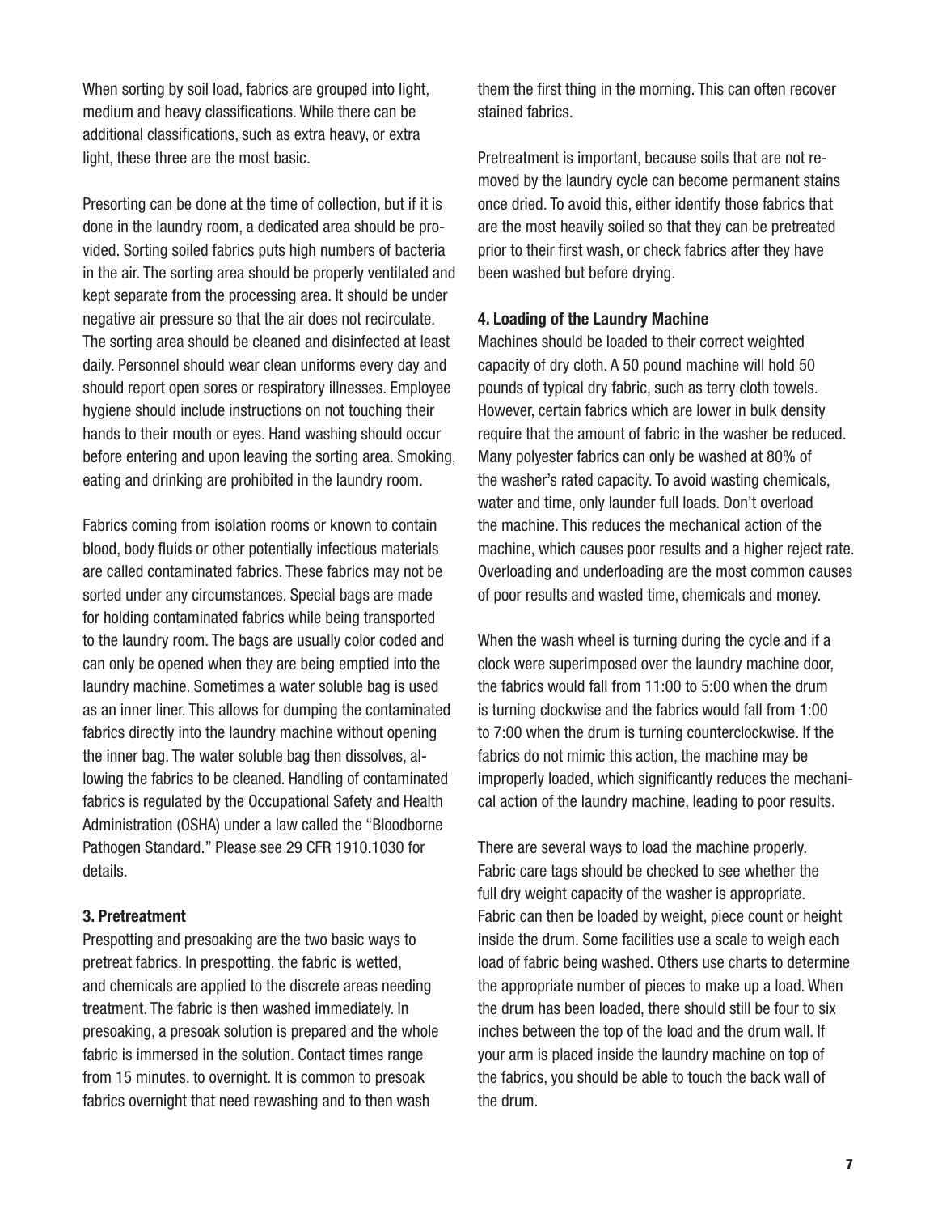When sorting by soil load, fabrics are grouped into light, medium and heavy classifications. While there can be additional classifications, such as extra heavy, or extra light, these three are the most basic.

Presorting can be done at the time of collection, but if it is done in the laundry room, a dedicated area should be provided. Sorting soiled fabrics puts high numbers of bacteria in the air. The sorting area should be properly ventilated and kept separate from the processing area. It should be under negative air pressure so that the air does not recirculate. The sorting area should be cleaned and disinfected at least daily. Personnel should wear clean uniforms every day and should report open sores or respiratory illnesses. Employee hygiene should include instructions on not touching their hands to their mouth or eyes. Hand washing should occur before entering and upon leaving the sorting area. Smoking, eating and drinking are prohibited in the laundry room.

Fabrics coming from isolation rooms or known to contain blood, body fluids or other potentially infectious materials are called contaminated fabrics. These fabrics may not be sorted under any circumstances. Special bags are made for holding contaminated fabrics while being transported to the laundry room. The bags are usually color coded and can only be opened when they are being emptied into the laundry machine. Sometimes a water soluble bag is used as an inner liner. This allows for dumping the contaminated fabrics directly into the laundry machine without opening the inner bag. The water soluble bag then dissolves, allowing the fabrics to be cleaned. Handling of contaminated fabrics is regulated by the Occupational Safety and Health Administration (OSHA) under a law called the "Bloodborne Pathogen Standard." Please see 29 CFR 1910.1030 for details.

### 3. Pretreatment

Prespotting and presoaking are the two basic ways to pretreat fabrics. In prespotting, the fabric is wetted, and chemicals are applied to the discrete areas needing treatment. The fabric is then washed immediately. In presoaking, a presoak solution is prepared and the whole fabric is immersed in the solution. Contact times range from 15 minutes. to overnight. It is common to presoak fabrics overnight that need rewashing and to then wash them the first thing in the morning. This can often recover stained fabrics.

Pretreatment is important, because soils that are not removed by the laundry cycle can become permanent stains once dried. To avoid this, either identify those fabrics that are the most heavily soiled so that they can be pretreated prior to their first wash, or check fabrics after they have been washed but before drying.

### 4. Loading of the Laundry Machine

Machines should be loaded to their correct weighted capacity of dry cloth. A 50 pound machine will hold 50 pounds of typical dry fabric, such as terry cloth towels. However, certain fabrics which are lower in bulk density require that the amount of fabric in the washer be reduced. Many polyester fabrics can only be washed at 80% of the washer's rated capacity. To avoid wasting chemicals, water and time, only launder full loads. Don't overload the machine. This reduces the mechanical action of the machine, which causes poor results and a higher reject rate. Overloading and underloading are the most common causes of poor results and wasted time, chemicals and money.

When the wash wheel is turning during the cycle and if a clock were superimposed over the laundry machine door, the fabrics would fall from 11:00 to 5:00 when the drum is turning clockwise and the fabrics would fall from 1:00 to 7:00 when the drum is turning counterclockwise. If the fabrics do not mimic this action, the machine may be improperly loaded, which significantly reduces the mechanical action of the laundry machine, leading to poor results.

There are several ways to load the machine properly. Fabric care tags should be checked to see whether the full dry weight capacity of the washer is appropriate. Fabric can then be loaded by weight, piece count or height inside the drum. Some facilities use a scale to weigh each load of fabric being washed. Others use charts to determine the appropriate number of pieces to make up a load. When the drum has been loaded, there should still be four to six inches between the top of the load and the drum wall. If your arm is placed inside the laundry machine on top of the fabrics, you should be able to touch the back wall of the drum.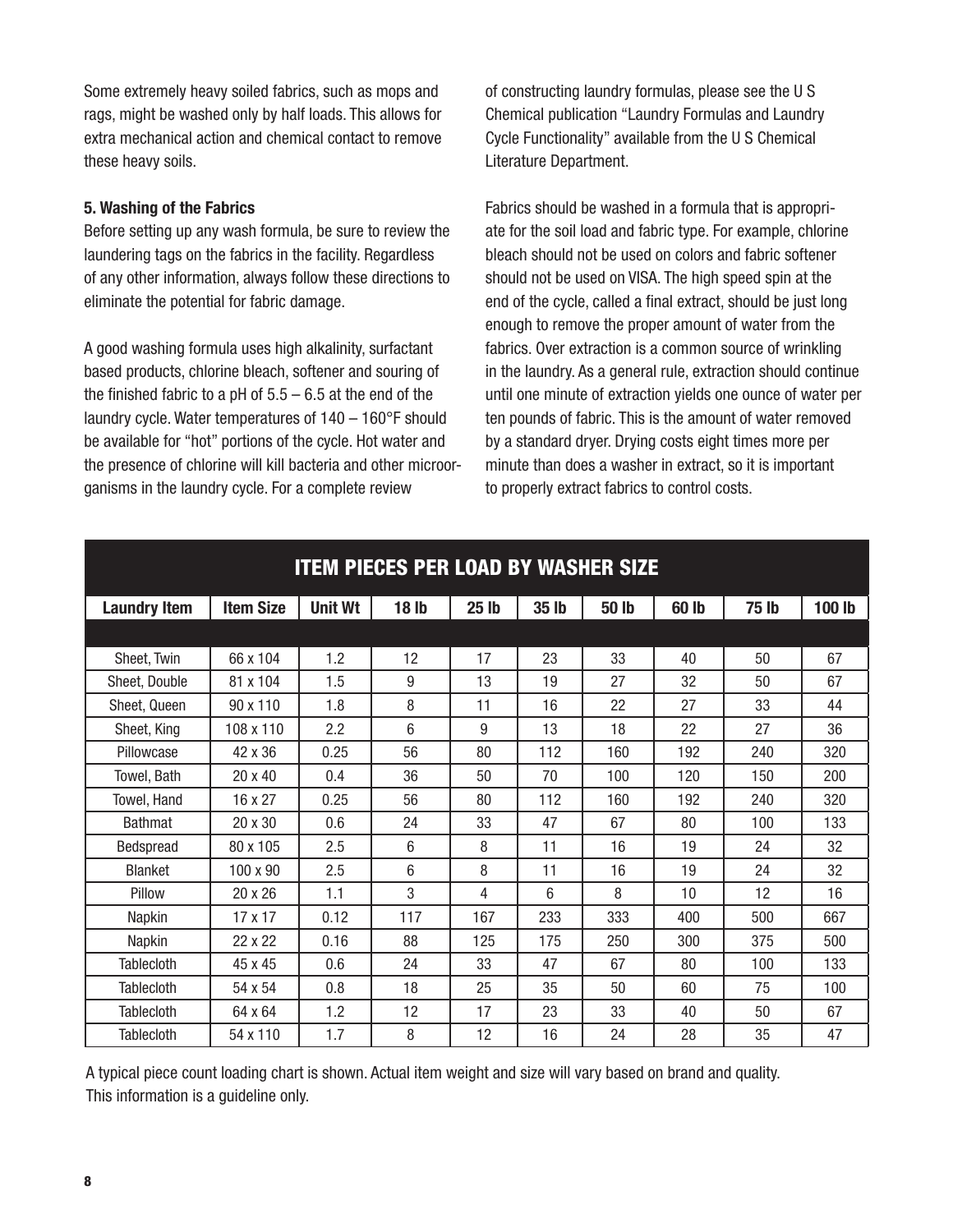Some extremely heavy soiled fabrics, such as mops and rags, might be washed only by half loads. This allows for extra mechanical action and chemical contact to remove these heavy soils.

**5. Washing of the Fabrics**

Before setting up any wash formula, be sure to review the laundering tags on the fabrics in the facility. Regardless of any other information, always follow these directions to eliminate the potential for fabric damage.

A good washing formula uses high alkalinity, surfactant based products, chlorine bleach, softener and souring of the finished fabric to a pH of 5.5 – 6.5 at the end of the laundry cycle. Water temperatures of 140 – 160°F should be available for "hot" portions of the cycle. Hot water and the presence of chlorine will kill bacteria and other microorganisms in the laundry cycle. For a complete review of constructing laundry formulas, please see the U S Chemical publication "Laundry Formulas and Laundry Cycle Functionality" available from the U S Chemical Literature Department.

Fabrics should be washed in a formula that is appropriate for the soil load and fabric type. For example, chlorine bleach should not be used on colors and fabric softener should not be used on VISA. The high speed spin at the end of the cycle, called a final extract, should be just long enough to remove the proper amount of water from the fabrics. Over extraction is a common source of wrinkling in the laundry. As a general rule, extraction should continue until one minute of extraction yields one ounce of water per ten pounds of fabric. This is the amount of water removed by a standard dryer. Drying costs eight times more per minute than does a washer in extract, so it is important to properly extract fabrics to control costs.

**ITEM PIECES PER LOAD BY WASHER SIZE**

| Laundry Item | Item Size | Unit Wt | 18 lb | 25 lb | 35 lb | 50 lb | 60 lb | 75 lb | 100 lb |
|---|---|---|---|---|---|---|---|---|---|
| Sheet, Twin | 66 x 104 | 1.2 | 12 | 17 | 23 | 33 | 40 | 50 | 67 |
| Sheet, Double | 81 x 104 | 1.5 | 9 | 13 | 19 | 27 | 32 | 50 | 67 |
| Sheet, Queen | 90 x 110 | 1.8 | 8 | 11 | 16 | 22 | 27 | 33 | 44 |
| Sheet, King | 108 x 110 | 2.2 | 6 | 9 | 13 | 18 | 22 | 27 | 36 |
| Pillowcase | 42 x 36 | 0.25 | 56 | 80 | 112 | 160 | 192 | 240 | 320 |
| Towel, Bath | 20 x 40 | 0.4 | 36 | 50 | 70 | 100 | 120 | 150 | 200 |
| Towel, Hand | 16 x 27 | 0.25 | 56 | 80 | 112 | 160 | 192 | 240 | 320 |
| Bathmat | 20 x 30 | 0.6 | 24 | 33 | 47 | 67 | 80 | 100 | 133 |
| Bedspread | 80 x 105 | 2.5 | 6 | 8 | 11 | 16 | 19 | 24 | 32 |
| Blanket | 100 x 90 | 2.5 | 6 | 8 | 11 | 16 | 19 | 24 | 32 |
| Pillow | 20 x 26 | 1.1 | 3 | 4 | 6 | 8 | 10 | 12 | 16 |
| Napkin | 17 x 17 | 0.12 | 117 | 167 | 233 | 333 | 400 | 500 | 667 |
| Napkin | 22 x 22 | 0.16 | 88 | 125 | 175 | 250 | 300 | 375 | 500 |
| Tablecloth | 45 x 45 | 0.6 | 24 | 33 | 47 | 67 | 80 | 100 | 133 |
| Tablecloth | 54 x 54 | 0.8 | 18 | 25 | 35 | 50 | 60 | 75 | 100 |
| Tablecloth | 64 x 64 | 1.2 | 12 | 17 | 23 | 33 | 40 | 50 | 67 |
| Tablecloth | 54 x 110 | 1.7 | 8 | 12 | 16 | 24 | 28 | 35 | 47 |

A typical piece count loading chart is shown. Actual item weight and size will vary based on brand and quality. This information is a guideline only.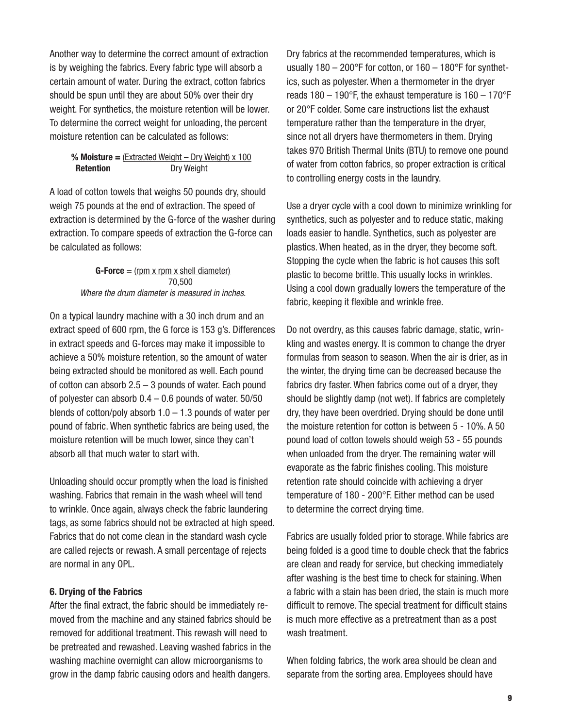Another way to determine the correct amount of extraction is by weighing the fabrics. Every fabric type will absorb a certain amount of water. During the extract, cotton fabrics should be spun until they are about 50% over their dry weight. For synthetics, the moisture retention will be lower. To determine the correct weight for unloading, the percent moisture retention can be calculated as follows:

$$\textbf{\% Moisture Retention} = \frac{(\text{Extracted Weight} - \text{Dry Weight}) \times 100}{\text{Dry Weight}}$$

A load of cotton towels that weighs 50 pounds dry, should weigh 75 pounds at the end of extraction. The speed of extraction is determined by the G-force of the washer during extraction. To compare speeds of extraction the G-force can be calculated as follows:

$$\textbf{G-Force} = \frac{(\text{rpm} \times \text{rpm} \times \text{shell diameter})}{70{,}500}$$

*Where the drum diameter is measured in inches.*

On a typical laundry machine with a 30 inch drum and an extract speed of 600 rpm, the G force is 153 g's. Differences in extract speeds and G-forces may make it impossible to achieve a 50% moisture retention, so the amount of water being extracted should be monitored as well. Each pound of cotton can absorb 2.5 – 3 pounds of water. Each pound of polyester can absorb 0.4 – 0.6 pounds of water. 50/50 blends of cotton/poly absorb 1.0 – 1.3 pounds of water per pound of fabric. When synthetic fabrics are being used, the moisture retention will be much lower, since they can't absorb all that much water to start with.

Unloading should occur promptly when the load is finished washing. Fabrics that remain in the wash wheel will tend to wrinkle. Once again, always check the fabric laundering tags, as some fabrics should not be extracted at high speed. Fabrics that do not come clean in the standard wash cycle are called rejects or rewash. A small percentage of rejects are normal in any OPL.

### 6. Drying of the Fabrics

After the final extract, the fabric should be immediately removed from the machine and any stained fabrics should be removed for additional treatment. This rewash will need to be pretreated and rewashed. Leaving washed fabrics in the washing machine overnight can allow microorganisms to grow in the damp fabric causing odors and health dangers.

Dry fabrics at the recommended temperatures, which is usually 180 – 200°F for cotton, or 160 – 180°F for synthetics, such as polyester. When a thermometer in the dryer reads 180 – 190°F, the exhaust temperature is 160 – 170°F or 20°F colder. Some care instructions list the exhaust temperature rather than the temperature in the dryer, since not all dryers have thermometers in them. Drying takes 970 British Thermal Units (BTU) to remove one pound of water from cotton fabrics, so proper extraction is critical to controlling energy costs in the laundry.

Use a dryer cycle with a cool down to minimize wrinkling for synthetics, such as polyester and to reduce static, making loads easier to handle. Synthetics, such as polyester are plastics. When heated, as in the dryer, they become soft. Stopping the cycle when the fabric is hot causes this soft plastic to become brittle. This usually locks in wrinkles. Using a cool down gradually lowers the temperature of the fabric, keeping it flexible and wrinkle free.

Do not overdry, as this causes fabric damage, static, wrinkling and wastes energy. It is common to change the dryer formulas from season to season. When the air is drier, as in the winter, the drying time can be decreased because the fabrics dry faster. When fabrics come out of a dryer, they should be slightly damp (not wet). If fabrics are completely dry, they have been overdried. Drying should be done until the moisture retention for cotton is between 5 - 10%. A 50 pound load of cotton towels should weigh 53 - 55 pounds when unloaded from the dryer. The remaining water will evaporate as the fabric finishes cooling. This moisture retention rate should coincide with achieving a dryer temperature of 180 - 200°F. Either method can be used to determine the correct drying time.

Fabrics are usually folded prior to storage. While fabrics are being folded is a good time to double check that the fabrics are clean and ready for service, but checking immediately after washing is the best time to check for staining. When a fabric with a stain has been dried, the stain is much more difficult to remove. The special treatment for difficult stains is much more effective as a pretreatment than as a post wash treatment.

When folding fabrics, the work area should be clean and separate from the sorting area. Employees should have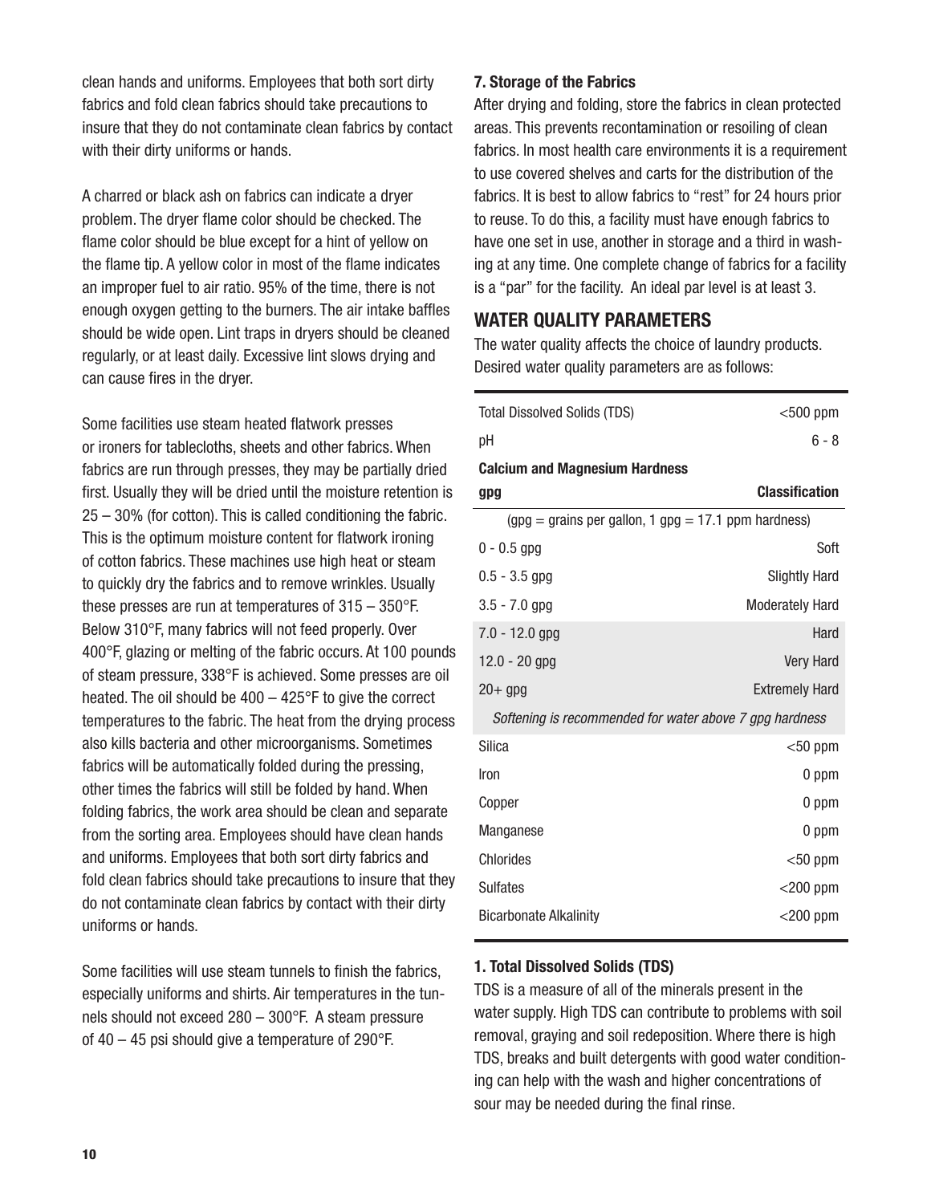clean hands and uniforms. Employees that both sort dirty fabrics and fold clean fabrics should take precautions to insure that they do not contaminate clean fabrics by contact with their dirty uniforms or hands.

A charred or black ash on fabrics can indicate a dryer problem. The dryer flame color should be checked. The flame color should be blue except for a hint of yellow on the flame tip. A yellow color in most of the flame indicates an improper fuel to air ratio. 95% of the time, there is not enough oxygen getting to the burners. The air intake baffles should be wide open. Lint traps in dryers should be cleaned regularly, or at least daily. Excessive lint slows drying and can cause fires in the dryer.

Some facilities use steam heated flatwork presses or ironers for tablecloths, sheets and other fabrics. When fabrics are run through presses, they may be partially dried first. Usually they will be dried until the moisture retention is 25 – 30% (for cotton). This is called conditioning the fabric. This is the optimum moisture content for flatwork ironing of cotton fabrics. These machines use high heat or steam to quickly dry the fabrics and to remove wrinkles. Usually these presses are run at temperatures of 315 – 350°F. Below 310°F, many fabrics will not feed properly. Over 400°F, glazing or melting of the fabric occurs. At 100 pounds of steam pressure, 338°F is achieved. Some presses are oil heated. The oil should be 400 – 425°F to give the correct temperatures to the fabric. The heat from the drying process also kills bacteria and other microorganisms. Sometimes fabrics will be automatically folded during the pressing, other times the fabrics will still be folded by hand. When folding fabrics, the work area should be clean and separate from the sorting area. Employees should have clean hands and uniforms. Employees that both sort dirty fabrics and fold clean fabrics should take precautions to insure that they do not contaminate clean fabrics by contact with their dirty uniforms or hands.

Some facilities will use steam tunnels to finish the fabrics, especially uniforms and shirts. Air temperatures in the tunnels should not exceed 280 – 300°F. A steam pressure of 40 – 45 psi should give a temperature of 290°F.

**7. Storage of the Fabrics**

After drying and folding, store the fabrics in clean protected areas. This prevents recontamination or resoiling of clean fabrics. In most health care environments it is a requirement to use covered shelves and carts for the distribution of the fabrics. It is best to allow fabrics to "rest" for 24 hours prior to reuse. To do this, a facility must have enough fabrics to have one set in use, another in storage and a third in washing at any time. One complete change of fabrics for a facility is a "par" for the facility. An ideal par level is at least 3.

## WATER QUALITY PARAMETERS

The water quality affects the choice of laundry products. Desired water quality parameters are as follows:

| Parameter | Value |
|---|---|
| Total Dissolved Solids (TDS) | <500 ppm |
| pH | 6 - 8 |
| **Calcium and Magnesium Hardness** | |
| **gpg** | **Classification** |
| (gpg = grains per gallon, 1 gpg = 17.1 ppm hardness) | |
| 0 - 0.5 gpg | Soft |
| 0.5 - 3.5 gpg | Slightly Hard |
| 3.5 - 7.0 gpg | Moderately Hard |
| 7.0 - 12.0 gpg | Hard |
| 12.0 - 20 gpg | Very Hard |
| 20+ gpg | Extremely Hard |
| *Softening is recommended for water above 7 gpg hardness* | |
| Silica | <50 ppm |
| Iron | 0 ppm |
| Copper | 0 ppm |
| Manganese | 0 ppm |
| Chlorides | <50 ppm |
| Sulfates | <200 ppm |
| Bicarbonate Alkalinity | <200 ppm |

**1. Total Dissolved Solids (TDS)**

TDS is a measure of all of the minerals present in the water supply. High TDS can contribute to problems with soil removal, graying and soil redeposition. Where there is high TDS, breaks and built detergents with good water conditioning can help with the wash and higher concentrations of sour may be needed during the final rinse.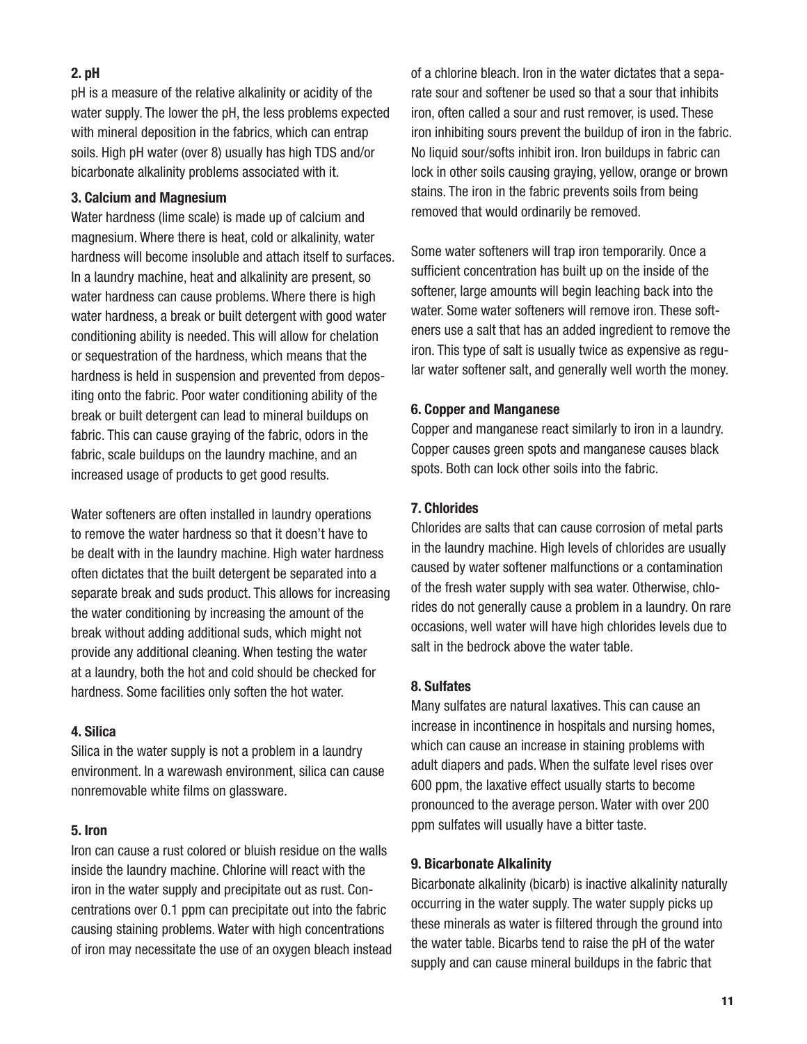**2. pH**

pH is a measure of the relative alkalinity or acidity of the water supply. The lower the pH, the less problems expected with mineral deposition in the fabrics, which can entrap soils. High pH water (over 8) usually has high TDS and/or bicarbonate alkalinity problems associated with it.

**3. Calcium and Magnesium**

Water hardness (lime scale) is made up of calcium and magnesium. Where there is heat, cold or alkalinity, water hardness will become insoluble and attach itself to surfaces. In a laundry machine, heat and alkalinity are present, so water hardness can cause problems. Where there is high water hardness, a break or built detergent with good water conditioning ability is needed. This will allow for chelation or sequestration of the hardness, which means that the hardness is held in suspension and prevented from depositing onto the fabric. Poor water conditioning ability of the break or built detergent can lead to mineral buildups on fabric. This can cause graying of the fabric, odors in the fabric, scale buildups on the laundry machine, and an increased usage of products to get good results.

Water softeners are often installed in laundry operations to remove the water hardness so that it doesn't have to be dealt with in the laundry machine. High water hardness often dictates that the built detergent be separated into a separate break and suds product. This allows for increasing the water conditioning by increasing the amount of the break without adding additional suds, which might not provide any additional cleaning. When testing the water at a laundry, both the hot and cold should be checked for hardness. Some facilities only soften the hot water.

**4. Silica**

Silica in the water supply is not a problem in a laundry environment. In a warewash environment, silica can cause nonremovable white films on glassware.

**5. Iron**

Iron can cause a rust colored or bluish residue on the walls inside the laundry machine. Chlorine will react with the iron in the water supply and precipitate out as rust. Concentrations over 0.1 ppm can precipitate out into the fabric causing staining problems. Water with high concentrations of iron may necessitate the use of an oxygen bleach instead of a chlorine bleach. Iron in the water dictates that a separate sour and softener be used so that a sour that inhibits iron, often called a sour and rust remover, is used. These iron inhibiting sours prevent the buildup of iron in the fabric. No liquid sour/softs inhibit iron. Iron buildups in fabric can lock in other soils causing graying, yellow, orange or brown stains. The iron in the fabric prevents soils from being removed that would ordinarily be removed.

Some water softeners will trap iron temporarily. Once a sufficient concentration has built up on the inside of the softener, large amounts will begin leaching back into the water. Some water softeners will remove iron. These softeners use a salt that has an added ingredient to remove the iron. This type of salt is usually twice as expensive as regular water softener salt, and generally well worth the money.

**6. Copper and Manganese**

Copper and manganese react similarly to iron in a laundry. Copper causes green spots and manganese causes black spots. Both can lock other soils into the fabric.

**7. Chlorides**

Chlorides are salts that can cause corrosion of metal parts in the laundry machine. High levels of chlorides are usually caused by water softener malfunctions or a contamination of the fresh water supply with sea water. Otherwise, chlorides do not generally cause a problem in a laundry. On rare occasions, well water will have high chlorides levels due to salt in the bedrock above the water table.

**8. Sulfates**

Many sulfates are natural laxatives. This can cause an increase in incontinence in hospitals and nursing homes, which can cause an increase in staining problems with adult diapers and pads. When the sulfate level rises over 600 ppm, the laxative effect usually starts to become pronounced to the average person. Water with over 200 ppm sulfates will usually have a bitter taste.

**9. Bicarbonate Alkalinity**

Bicarbonate alkalinity (bicarb) is inactive alkalinity naturally occurring in the water supply. The water supply picks up these minerals as water is filtered through the ground into the water table. Bicarbs tend to raise the pH of the water supply and can cause mineral buildups in the fabric that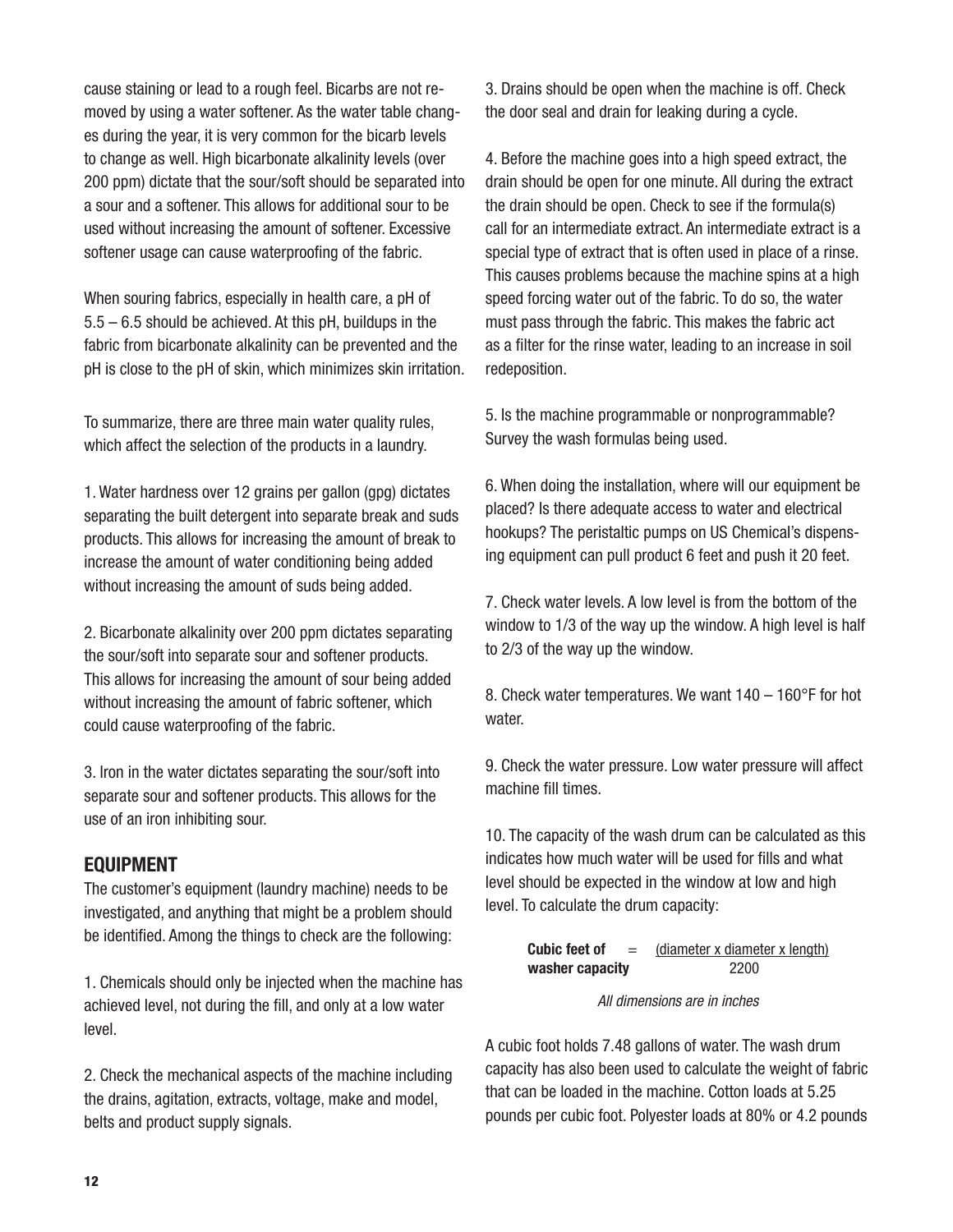cause staining or lead to a rough feel. Bicarbs are not removed by using a water softener. As the water table changes during the year, it is very common for the bicarb levels to change as well. High bicarbonate alkalinity levels (over 200 ppm) dictate that the sour/soft should be separated into a sour and a softener. This allows for additional sour to be used without increasing the amount of softener. Excessive softener usage can cause waterproofing of the fabric.

When souring fabrics, especially in health care, a pH of 5.5 – 6.5 should be achieved. At this pH, buildups in the fabric from bicarbonate alkalinity can be prevented and the pH is close to the pH of skin, which minimizes skin irritation.

To summarize, there are three main water quality rules, which affect the selection of the products in a laundry.

1. Water hardness over 12 grains per gallon (gpg) dictates separating the built detergent into separate break and suds products. This allows for increasing the amount of break to increase the amount of water conditioning being added without increasing the amount of suds being added.

2. Bicarbonate alkalinity over 200 ppm dictates separating the sour/soft into separate sour and softener products. This allows for increasing the amount of sour being added without increasing the amount of fabric softener, which could cause waterproofing of the fabric.

3. Iron in the water dictates separating the sour/soft into separate sour and softener products. This allows for the use of an iron inhibiting sour.

## EQUIPMENT

The customer's equipment (laundry machine) needs to be investigated, and anything that might be a problem should be identified. Among the things to check are the following:

1. Chemicals should only be injected when the machine has achieved level, not during the fill, and only at a low water level.

2. Check the mechanical aspects of the machine including the drains, agitation, extracts, voltage, make and model, belts and product supply signals.

3. Drains should be open when the machine is off. Check the door seal and drain for leaking during a cycle.

4. Before the machine goes into a high speed extract, the drain should be open for one minute. All during the extract the drain should be open. Check to see if the formula(s) call for an intermediate extract. An intermediate extract is a special type of extract that is often used in place of a rinse. This causes problems because the machine spins at a high speed forcing water out of the fabric. To do so, the water must pass through the fabric. This makes the fabric act as a filter for the rinse water, leading to an increase in soil redeposition.

5. Is the machine programmable or nonprogrammable? Survey the wash formulas being used.

6. When doing the installation, where will our equipment be placed? Is there adequate access to water and electrical hookups? The peristaltic pumps on US Chemical's dispensing equipment can pull product 6 feet and push it 20 feet.

7. Check water levels. A low level is from the bottom of the window to 1/3 of the way up the window. A high level is half to 2/3 of the way up the window.

8. Check water temperatures. We want 140 – 160°F for hot water.

9. Check the water pressure. Low water pressure will affect machine fill times.

10. The capacity of the wash drum can be calculated as this indicates how much water will be used for fills and what level should be expected in the window at low and high level. To calculate the drum capacity:

$$\textbf{Cubic feet of washer capacity} = \frac{\text{(diameter x diameter x length)}}{2200}$$

*All dimensions are in inches*

A cubic foot holds 7.48 gallons of water. The wash drum capacity has also been used to calculate the weight of fabric that can be loaded in the machine. Cotton loads at 5.25 pounds per cubic foot. Polyester loads at 80% or 4.2 pounds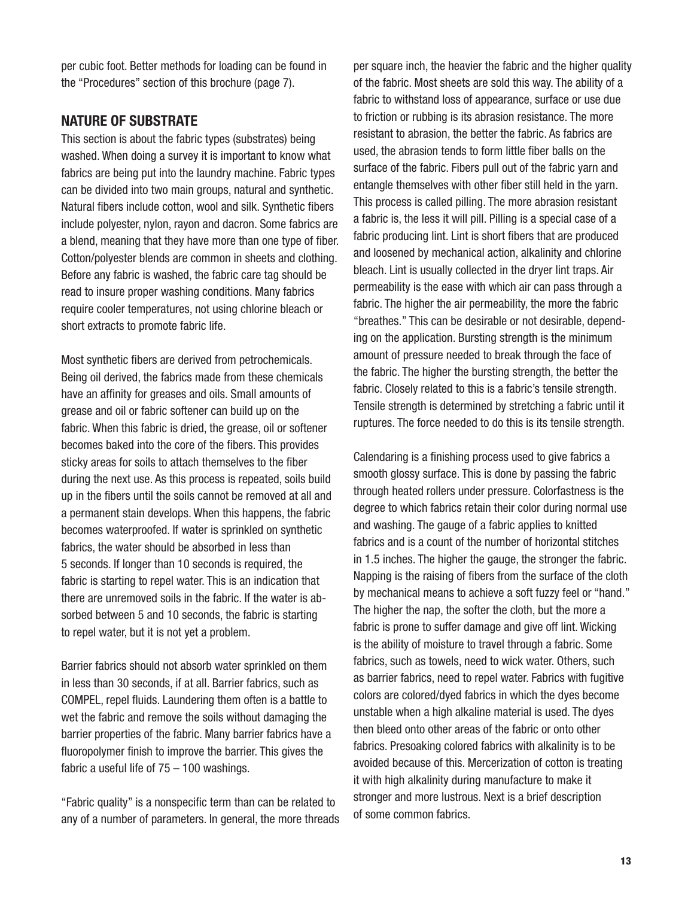per cubic foot. Better methods for loading can be found in the "Procedures" section of this brochure (page 7).

## NATURE OF SUBSTRATE

This section is about the fabric types (substrates) being washed. When doing a survey it is important to know what fabrics are being put into the laundry machine. Fabric types can be divided into two main groups, natural and synthetic. Natural fibers include cotton, wool and silk. Synthetic fibers include polyester, nylon, rayon and dacron. Some fabrics are a blend, meaning that they have more than one type of fiber. Cotton/polyester blends are common in sheets and clothing. Before any fabric is washed, the fabric care tag should be read to insure proper washing conditions. Many fabrics require cooler temperatures, not using chlorine bleach or short extracts to promote fabric life.

Most synthetic fibers are derived from petrochemicals. Being oil derived, the fabrics made from these chemicals have an affinity for greases and oils. Small amounts of grease and oil or fabric softener can build up on the fabric. When this fabric is dried, the grease, oil or softener becomes baked into the core of the fibers. This provides sticky areas for soils to attach themselves to the fiber during the next use. As this process is repeated, soils build up in the fibers until the soils cannot be removed at all and a permanent stain develops. When this happens, the fabric becomes waterproofed. If water is sprinkled on synthetic fabrics, the water should be absorbed in less than 5 seconds. If longer than 10 seconds is required, the fabric is starting to repel water. This is an indication that there are unremoved soils in the fabric. If the water is absorbed between 5 and 10 seconds, the fabric is starting to repel water, but it is not yet a problem.

Barrier fabrics should not absorb water sprinkled on them in less than 30 seconds, if at all. Barrier fabrics, such as COMPEL, repel fluids. Laundering them often is a battle to wet the fabric and remove the soils without damaging the barrier properties of the fabric. Many barrier fabrics have a fluoropolymer finish to improve the barrier. This gives the fabric a useful life of 75 – 100 washings.

"Fabric quality" is a nonspecific term than can be related to any of a number of parameters. In general, the more threads per square inch, the heavier the fabric and the higher quality of the fabric. Most sheets are sold this way. The ability of a fabric to withstand loss of appearance, surface or use due to friction or rubbing is its abrasion resistance. The more resistant to abrasion, the better the fabric. As fabrics are used, the abrasion tends to form little fiber balls on the surface of the fabric. Fibers pull out of the fabric yarn and entangle themselves with other fiber still held in the yarn. This process is called pilling. The more abrasion resistant a fabric is, the less it will pill. Pilling is a special case of a fabric producing lint. Lint is short fibers that are produced and loosened by mechanical action, alkalinity and chlorine bleach. Lint is usually collected in the dryer lint traps. Air permeability is the ease with which air can pass through a fabric. The higher the air permeability, the more the fabric "breathes." This can be desirable or not desirable, depending on the application. Bursting strength is the minimum amount of pressure needed to break through the face of the fabric. The higher the bursting strength, the better the fabric. Closely related to this is a fabric's tensile strength. Tensile strength is determined by stretching a fabric until it ruptures. The force needed to do this is its tensile strength.

Calendaring is a finishing process used to give fabrics a smooth glossy surface. This is done by passing the fabric through heated rollers under pressure. Colorfastness is the degree to which fabrics retain their color during normal use and washing. The gauge of a fabric applies to knitted fabrics and is a count of the number of horizontal stitches in 1.5 inches. The higher the gauge, the stronger the fabric. Napping is the raising of fibers from the surface of the cloth by mechanical means to achieve a soft fuzzy feel or "hand." The higher the nap, the softer the cloth, but the more a fabric is prone to suffer damage and give off lint. Wicking is the ability of moisture to travel through a fabric. Some fabrics, such as towels, need to wick water. Others, such as barrier fabrics, need to repel water. Fabrics with fugitive colors are colored/dyed fabrics in which the dyes become unstable when a high alkaline material is used. The dyes then bleed onto other areas of the fabric or onto other fabrics. Presoaking colored fabrics with alkalinity is to be avoided because of this. Mercerization of cotton is treating it with high alkalinity during manufacture to make it stronger and more lustrous. Next is a brief description of some common fabrics.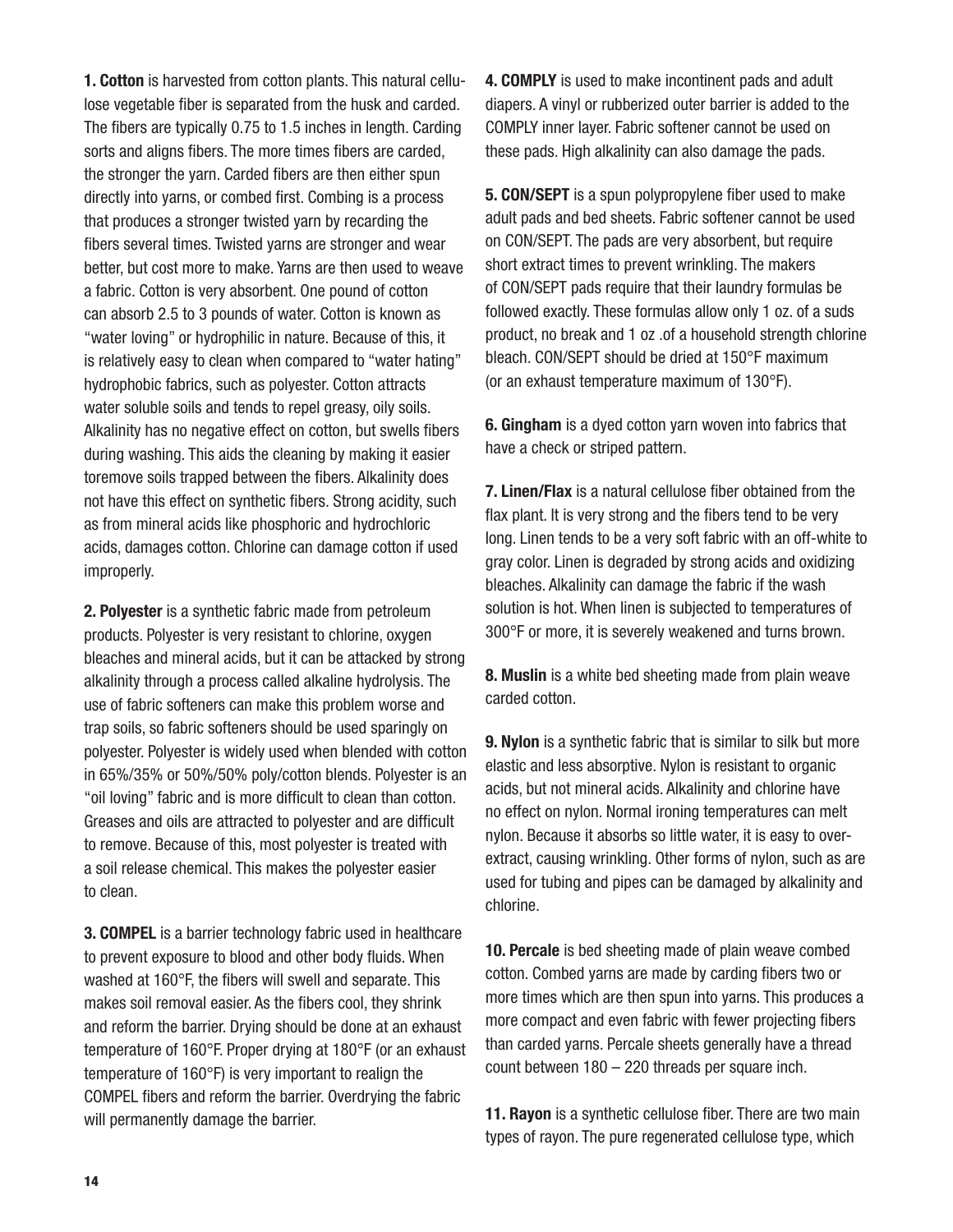**1. Cotton** is harvested from cotton plants. This natural cellulose vegetable fiber is separated from the husk and carded. The fibers are typically 0.75 to 1.5 inches in length. Carding sorts and aligns fibers. The more times fibers are carded, the stronger the yarn. Carded fibers are then either spun directly into yarns, or combed first. Combing is a process that produces a stronger twisted yarn by recarding the fibers several times. Twisted yarns are stronger and wear better, but cost more to make. Yarns are then used to weave a fabric. Cotton is very absorbent. One pound of cotton can absorb 2.5 to 3 pounds of water. Cotton is known as "water loving" or hydrophilic in nature. Because of this, it is relatively easy to clean when compared to "water hating" hydrophobic fabrics, such as polyester. Cotton attracts water soluble soils and tends to repel greasy, oily soils. Alkalinity has no negative effect on cotton, but swells fibers during washing. This aids the cleaning by making it easier toremove soils trapped between the fibers. Alkalinity does not have this effect on synthetic fibers. Strong acidity, such as from mineral acids like phosphoric and hydrochloric acids, damages cotton. Chlorine can damage cotton if used improperly.

**2. Polyester** is a synthetic fabric made from petroleum products. Polyester is very resistant to chlorine, oxygen bleaches and mineral acids, but it can be attacked by strong alkalinity through a process called alkaline hydrolysis. The use of fabric softeners can make this problem worse and trap soils, so fabric softeners should be used sparingly on polyester. Polyester is widely used when blended with cotton in 65%/35% or 50%/50% poly/cotton blends. Polyester is an "oil loving" fabric and is more difficult to clean than cotton. Greases and oils are attracted to polyester and are difficult to remove. Because of this, most polyester is treated with a soil release chemical. This makes the polyester easier to clean.

**3. COMPEL** is a barrier technology fabric used in healthcare to prevent exposure to blood and other body fluids. When washed at 160°F, the fibers will swell and separate. This makes soil removal easier. As the fibers cool, they shrink and reform the barrier. Drying should be done at an exhaust temperature of 160°F. Proper drying at 180°F (or an exhaust temperature of 160°F) is very important to realign the COMPEL fibers and reform the barrier. Overdrying the fabric will permanently damage the barrier.

**4. COMPLY** is used to make incontinent pads and adult diapers. A vinyl or rubberized outer barrier is added to the COMPLY inner layer. Fabric softener cannot be used on these pads. High alkalinity can also damage the pads.

**5. CON/SEPT** is a spun polypropylene fiber used to make adult pads and bed sheets. Fabric softener cannot be used on CON/SEPT. The pads are very absorbent, but require short extract times to prevent wrinkling. The makers of CON/SEPT pads require that their laundry formulas be followed exactly. These formulas allow only 1 oz. of a suds product, no break and 1 oz .of a household strength chlorine bleach. CON/SEPT should be dried at 150°F maximum (or an exhaust temperature maximum of 130°F).

**6. Gingham** is a dyed cotton yarn woven into fabrics that have a check or striped pattern.

**7. Linen/Flax** is a natural cellulose fiber obtained from the flax plant. It is very strong and the fibers tend to be very long. Linen tends to be a very soft fabric with an off-white to gray color. Linen is degraded by strong acids and oxidizing bleaches. Alkalinity can damage the fabric if the wash solution is hot. When linen is subjected to temperatures of 300°F or more, it is severely weakened and turns brown.

**8. Muslin** is a white bed sheeting made from plain weave carded cotton.

**9. Nylon** is a synthetic fabric that is similar to silk but more elastic and less absorptive. Nylon is resistant to organic acids, but not mineral acids. Alkalinity and chlorine have no effect on nylon. Normal ironing temperatures can melt nylon. Because it absorbs so little water, it is easy to over-extract, causing wrinkling. Other forms of nylon, such as are used for tubing and pipes can be damaged by alkalinity and chlorine.

**10. Percale** is bed sheeting made of plain weave combed cotton. Combed yarns are made by carding fibers two or more times which are then spun into yarns. This produces a more compact and even fabric with fewer projecting fibers than carded yarns. Percale sheets generally have a thread count between 180 – 220 threads per square inch.

**11. Rayon** is a synthetic cellulose fiber. There are two main types of rayon. The pure regenerated cellulose type, which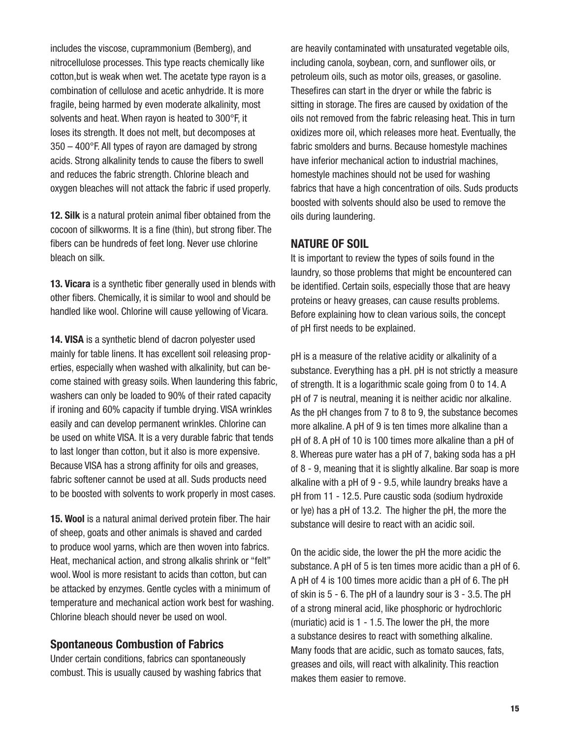includes the viscose, cuprammonium (Bemberg), and nitrocellulose processes. This type reacts chemically like cotton,but is weak when wet. The acetate type rayon is a combination of cellulose and acetic anhydride. It is more fragile, being harmed by even moderate alkalinity, most solvents and heat. When rayon is heated to 300°F, it loses its strength. It does not melt, but decomposes at 350 – 400°F. All types of rayon are damaged by strong acids. Strong alkalinity tends to cause the fibers to swell and reduces the fabric strength. Chlorine bleach and oxygen bleaches will not attack the fabric if used properly.

**12. Silk** is a natural protein animal fiber obtained from the cocoon of silkworms. It is a fine (thin), but strong fiber. The fibers can be hundreds of feet long. Never use chlorine bleach on silk.

**13. Vicara** is a synthetic fiber generally used in blends with other fibers. Chemically, it is similar to wool and should be handled like wool. Chlorine will cause yellowing of Vicara.

**14. VISA** is a synthetic blend of dacron polyester used mainly for table linens. It has excellent soil releasing properties, especially when washed with alkalinity, but can become stained with greasy soils. When laundering this fabric, washers can only be loaded to 90% of their rated capacity if ironing and 60% capacity if tumble drying. VISA wrinkles easily and can develop permanent wrinkles. Chlorine can be used on white VISA. It is a very durable fabric that tends to last longer than cotton, but it also is more expensive. Because VISA has a strong affinity for oils and greases, fabric softener cannot be used at all. Suds products need to be boosted with solvents to work properly in most cases.

**15. Wool** is a natural animal derived protein fiber. The hair of sheep, goats and other animals is shaved and carded to produce wool yarns, which are then woven into fabrics. Heat, mechanical action, and strong alkalis shrink or "felt" wool. Wool is more resistant to acids than cotton, but can be attacked by enzymes. Gentle cycles with a minimum of temperature and mechanical action work best for washing. Chlorine bleach should never be used on wool.

### Spontaneous Combustion of Fabrics

Under certain conditions, fabrics can spontaneously combust. This is usually caused by washing fabrics that are heavily contaminated with unsaturated vegetable oils, including canola, soybean, corn, and sunflower oils, or petroleum oils, such as motor oils, greases, or gasoline. Thesefires can start in the dryer or while the fabric is sitting in storage. The fires are caused by oxidation of the oils not removed from the fabric releasing heat. This in turn oxidizes more oil, which releases more heat. Eventually, the fabric smolders and burns. Because homestyle machines have inferior mechanical action to industrial machines, homestyle machines should not be used for washing fabrics that have a high concentration of oils. Suds products boosted with solvents should also be used to remove the oils during laundering.

## NATURE OF SOIL

It is important to review the types of soils found in the laundry, so those problems that might be encountered can be identified. Certain soils, especially those that are heavy proteins or heavy greases, can cause results problems. Before explaining how to clean various soils, the concept of pH first needs to be explained.

pH is a measure of the relative acidity or alkalinity of a substance. Everything has a pH. pH is not strictly a measure of strength. It is a logarithmic scale going from 0 to 14. A pH of 7 is neutral, meaning it is neither acidic nor alkaline. As the pH changes from 7 to 8 to 9, the substance becomes more alkaline. A pH of 9 is ten times more alkaline than a pH of 8. A pH of 10 is 100 times more alkaline than a pH of 8. Whereas pure water has a pH of 7, baking soda has a pH of 8 - 9, meaning that it is slightly alkaline. Bar soap is more alkaline with a pH of 9 - 9.5, while laundry breaks have a pH from 11 - 12.5. Pure caustic soda (sodium hydroxide or lye) has a pH of 13.2. The higher the pH, the more the substance will desire to react with an acidic soil.

On the acidic side, the lower the pH the more acidic the substance. A pH of 5 is ten times more acidic than a pH of 6. A pH of 4 is 100 times more acidic than a pH of 6. The pH of skin is 5 - 6. The pH of a laundry sour is 3 - 3.5. The pH of a strong mineral acid, like phosphoric or hydrochloric (muriatic) acid is 1 - 1.5. The lower the pH, the more a substance desires to react with something alkaline. Many foods that are acidic, such as tomato sauces, fats, greases and oils, will react with alkalinity. This reaction makes them easier to remove.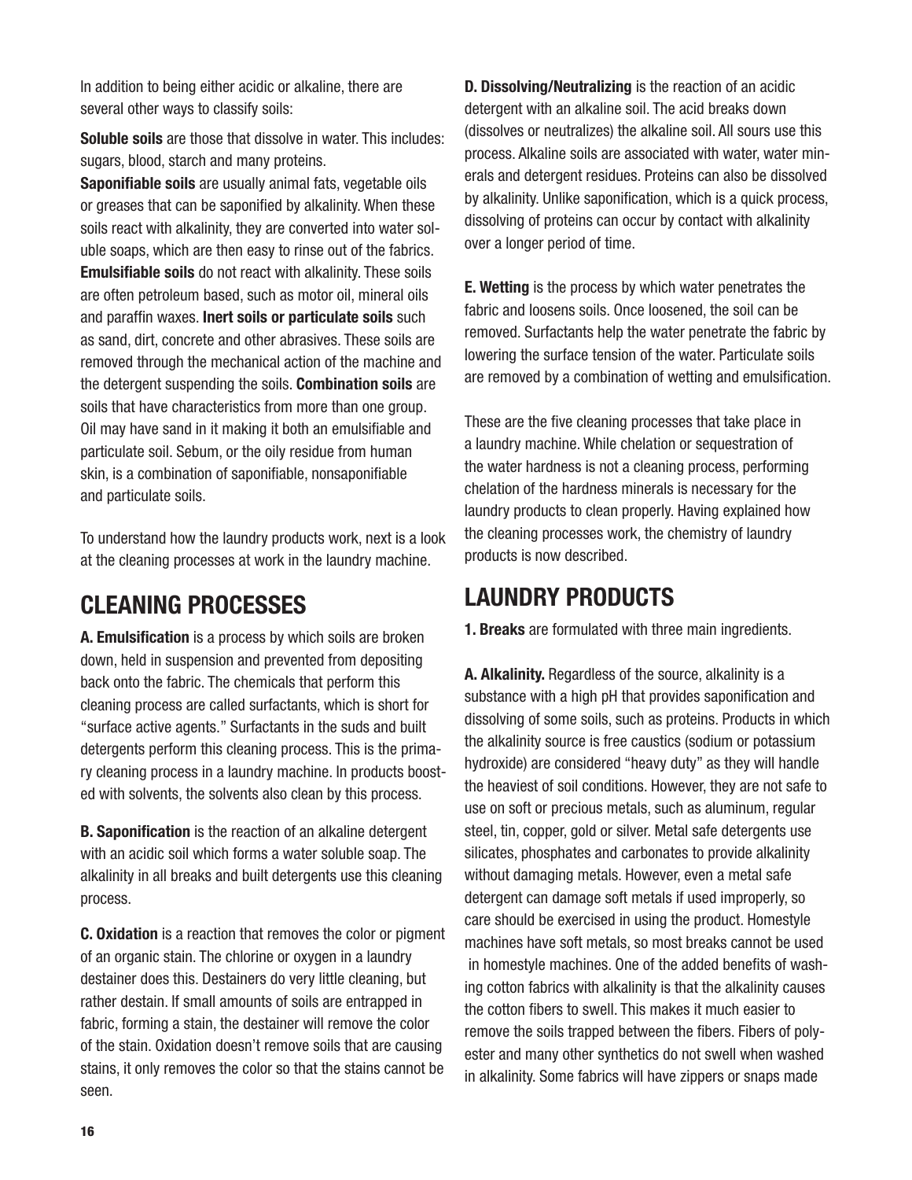In addition to being either acidic or alkaline, there are several other ways to classify soils:

**Soluble soils** are those that dissolve in water. This includes: sugars, blood, starch and many proteins.

**Saponifiable soils** are usually animal fats, vegetable oils or greases that can be saponified by alkalinity. When these soils react with alkalinity, they are converted into water soluble soaps, which are then easy to rinse out of the fabrics. **Emulsifiable soils** do not react with alkalinity. These soils are often petroleum based, such as motor oil, mineral oils and paraffin waxes. **Inert soils or particulate soils** such as sand, dirt, concrete and other abrasives. These soils are removed through the mechanical action of the machine and the detergent suspending the soils. **Combination soils** are soils that have characteristics from more than one group. Oil may have sand in it making it both an emulsifiable and particulate soil. Sebum, or the oily residue from human skin, is a combination of saponifiable, nonsaponifiable and particulate soils.

To understand how the laundry products work, next is a look at the cleaning processes at work in the laundry machine.

## CLEANING PROCESSES

**A. Emulsification** is a process by which soils are broken down, held in suspension and prevented from depositing back onto the fabric. The chemicals that perform this cleaning process are called surfactants, which is short for "surface active agents." Surfactants in the suds and built detergents perform this cleaning process. This is the primary cleaning process in a laundry machine. In products boosted with solvents, the solvents also clean by this process.

**B. Saponification** is the reaction of an alkaline detergent with an acidic soil which forms a water soluble soap. The alkalinity in all breaks and built detergents use this cleaning process.

**C. Oxidation** is a reaction that removes the color or pigment of an organic stain. The chlorine or oxygen in a laundry destainer does this. Destainers do very little cleaning, but rather destain. If small amounts of soils are entrapped in fabric, forming a stain, the destainer will remove the color of the stain. Oxidation doesn't remove soils that are causing stains, it only removes the color so that the stains cannot be seen.

**D. Dissolving/Neutralizing** is the reaction of an acidic detergent with an alkaline soil. The acid breaks down (dissolves or neutralizes) the alkaline soil. All sours use this process. Alkaline soils are associated with water, water minerals and detergent residues. Proteins can also be dissolved by alkalinity. Unlike saponification, which is a quick process, dissolving of proteins can occur by contact with alkalinity over a longer period of time.

**E. Wetting** is the process by which water penetrates the fabric and loosens soils. Once loosened, the soil can be removed. Surfactants help the water penetrate the fabric by lowering the surface tension of the water. Particulate soils are removed by a combination of wetting and emulsification.

These are the five cleaning processes that take place in a laundry machine. While chelation or sequestration of the water hardness is not a cleaning process, performing chelation of the hardness minerals is necessary for the laundry products to clean properly. Having explained how the cleaning processes work, the chemistry of laundry products is now described.

## LAUNDRY PRODUCTS

**1. Breaks** are formulated with three main ingredients.

**A. Alkalinity.** Regardless of the source, alkalinity is a substance with a high pH that provides saponification and dissolving of some soils, such as proteins. Products in which the alkalinity source is free caustics (sodium or potassium hydroxide) are considered "heavy duty" as they will handle the heaviest of soil conditions. However, they are not safe to use on soft or precious metals, such as aluminum, regular steel, tin, copper, gold or silver. Metal safe detergents use silicates, phosphates and carbonates to provide alkalinity without damaging metals. However, even a metal safe detergent can damage soft metals if used improperly, so care should be exercised in using the product. Homestyle machines have soft metals, so most breaks cannot be used in homestyle machines. One of the added benefits of washing cotton fabrics with alkalinity is that the alkalinity causes the cotton fibers to swell. This makes it much easier to remove the soils trapped between the fibers. Fibers of polyester and many other synthetics do not swell when washed in alkalinity. Some fabrics will have zippers or snaps made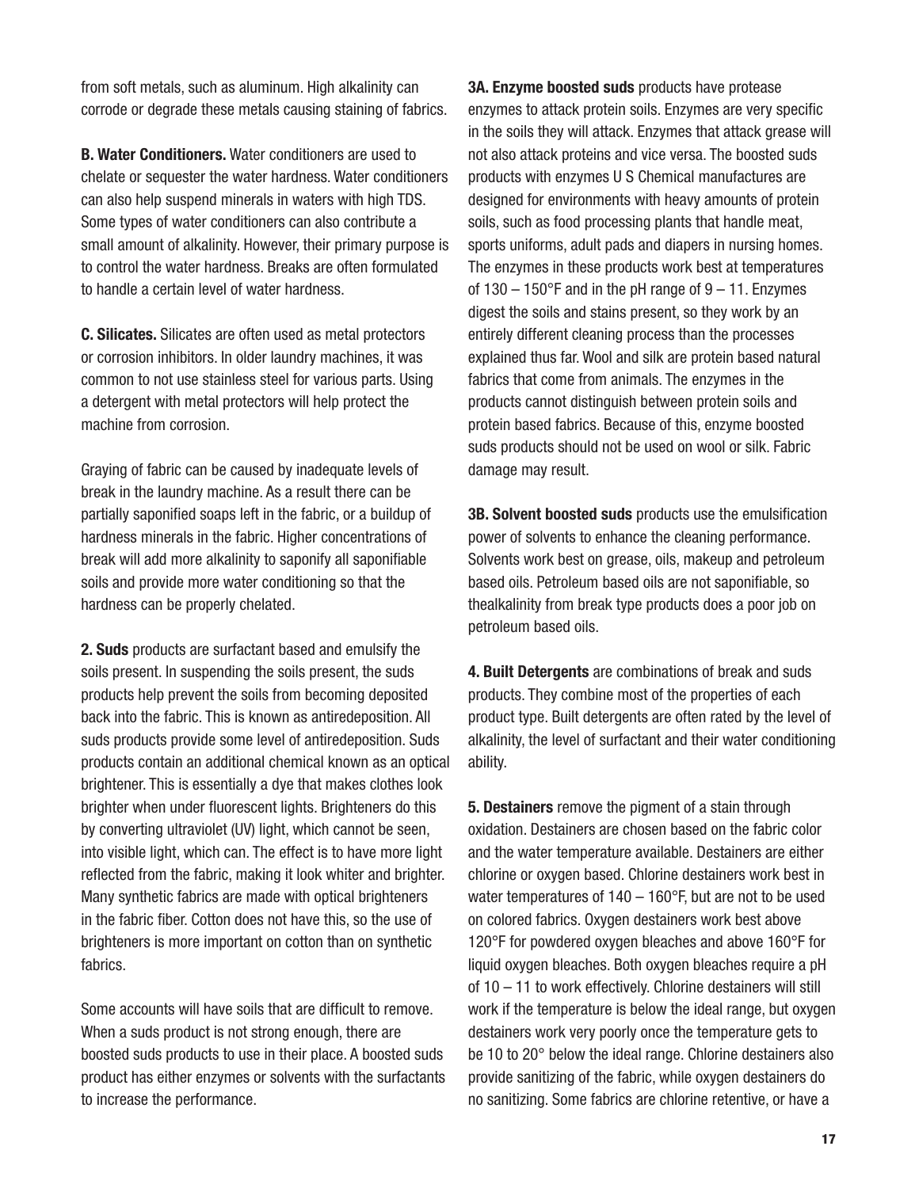from soft metals, such as aluminum. High alkalinity can corrode or degrade these metals causing staining of fabrics.

**B. Water Conditioners.** Water conditioners are used to chelate or sequester the water hardness. Water conditioners can also help suspend minerals in waters with high TDS. Some types of water conditioners can also contribute a small amount of alkalinity. However, their primary purpose is to control the water hardness. Breaks are often formulated to handle a certain level of water hardness.

**C. Silicates.** Silicates are often used as metal protectors or corrosion inhibitors. In older laundry machines, it was common to not use stainless steel for various parts. Using a detergent with metal protectors will help protect the machine from corrosion.

Graying of fabric can be caused by inadequate levels of break in the laundry machine. As a result there can be partially saponified soaps left in the fabric, or a buildup of hardness minerals in the fabric. Higher concentrations of break will add more alkalinity to saponify all saponifiable soils and provide more water conditioning so that the hardness can be properly chelated.

**2. Suds** products are surfactant based and emulsify the soils present. In suspending the soils present, the suds products help prevent the soils from becoming deposited back into the fabric. This is known as antiredeposition. All suds products provide some level of antiredeposition. Suds products contain an additional chemical known as an optical brightener. This is essentially a dye that makes clothes look brighter when under fluorescent lights. Brighteners do this by converting ultraviolet (UV) light, which cannot be seen, into visible light, which can. The effect is to have more light reflected from the fabric, making it look whiter and brighter. Many synthetic fabrics are made with optical brighteners in the fabric fiber. Cotton does not have this, so the use of brighteners is more important on cotton than on synthetic fabrics.

Some accounts will have soils that are difficult to remove. When a suds product is not strong enough, there are boosted suds products to use in their place. A boosted suds product has either enzymes or solvents with the surfactants to increase the performance.

**3A. Enzyme boosted suds** products have protease enzymes to attack protein soils. Enzymes are very specific in the soils they will attack. Enzymes that attack grease will not also attack proteins and vice versa. The boosted suds products with enzymes U S Chemical manufactures are designed for environments with heavy amounts of protein soils, such as food processing plants that handle meat, sports uniforms, adult pads and diapers in nursing homes. The enzymes in these products work best at temperatures of 130 – 150°F and in the pH range of 9 – 11. Enzymes digest the soils and stains present, so they work by an entirely different cleaning process than the processes explained thus far. Wool and silk are protein based natural fabrics that come from animals. The enzymes in the products cannot distinguish between protein soils and protein based fabrics. Because of this, enzyme boosted suds products should not be used on wool or silk. Fabric damage may result.

**3B. Solvent boosted suds** products use the emulsification power of solvents to enhance the cleaning performance. Solvents work best on grease, oils, makeup and petroleum based oils. Petroleum based oils are not saponifiable, so thealkalinity from break type products does a poor job on petroleum based oils.

**4. Built Detergents** are combinations of break and suds products. They combine most of the properties of each product type. Built detergents are often rated by the level of alkalinity, the level of surfactant and their water conditioning ability.

**5. Destainers** remove the pigment of a stain through oxidation. Destainers are chosen based on the fabric color and the water temperature available. Destainers are either chlorine or oxygen based. Chlorine destainers work best in water temperatures of 140 – 160°F, but are not to be used on colored fabrics. Oxygen destainers work best above 120°F for powdered oxygen bleaches and above 160°F for liquid oxygen bleaches. Both oxygen bleaches require a pH of 10 – 11 to work effectively. Chlorine destainers will still work if the temperature is below the ideal range, but oxygen destainers work very poorly once the temperature gets to be 10 to 20° below the ideal range. Chlorine destainers also provide sanitizing of the fabric, while oxygen destainers do no sanitizing. Some fabrics are chlorine retentive, or have a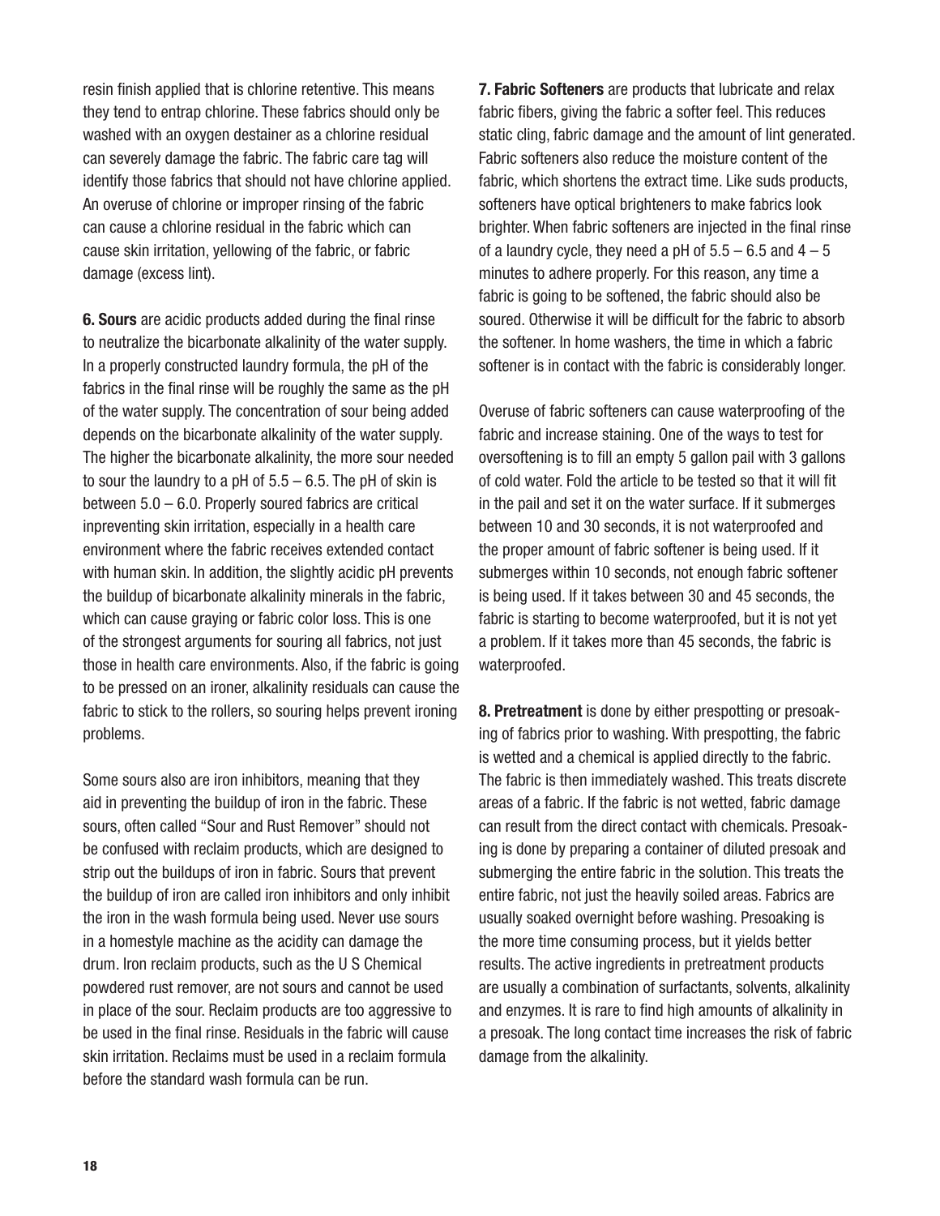resin finish applied that is chlorine retentive. This means they tend to entrap chlorine. These fabrics should only be washed with an oxygen destainer as a chlorine residual can severely damage the fabric. The fabric care tag will identify those fabrics that should not have chlorine applied. An overuse of chlorine or improper rinsing of the fabric can cause a chlorine residual in the fabric which can cause skin irritation, yellowing of the fabric, or fabric damage (excess lint).

**6. Sours** are acidic products added during the final rinse to neutralize the bicarbonate alkalinity of the water supply. In a properly constructed laundry formula, the pH of the fabrics in the final rinse will be roughly the same as the pH of the water supply. The concentration of sour being added depends on the bicarbonate alkalinity of the water supply. The higher the bicarbonate alkalinity, the more sour needed to sour the laundry to a pH of 5.5 – 6.5. The pH of skin is between 5.0 – 6.0. Properly soured fabrics are critical inpreventing skin irritation, especially in a health care environment where the fabric receives extended contact with human skin. In addition, the slightly acidic pH prevents the buildup of bicarbonate alkalinity minerals in the fabric, which can cause graying or fabric color loss. This is one of the strongest arguments for souring all fabrics, not just those in health care environments. Also, if the fabric is going to be pressed on an ironer, alkalinity residuals can cause the fabric to stick to the rollers, so souring helps prevent ironing problems.

Some sours also are iron inhibitors, meaning that they aid in preventing the buildup of iron in the fabric. These sours, often called "Sour and Rust Remover" should not be confused with reclaim products, which are designed to strip out the buildups of iron in fabric. Sours that prevent the buildup of iron are called iron inhibitors and only inhibit the iron in the wash formula being used. Never use sours in a homestyle machine as the acidity can damage the drum. Iron reclaim products, such as the U S Chemical powdered rust remover, are not sours and cannot be used in place of the sour. Reclaim products are too aggressive to be used in the final rinse. Residuals in the fabric will cause skin irritation. Reclaims must be used in a reclaim formula before the standard wash formula can be run.

**7. Fabric Softeners** are products that lubricate and relax fabric fibers, giving the fabric a softer feel. This reduces static cling, fabric damage and the amount of lint generated. Fabric softeners also reduce the moisture content of the fabric, which shortens the extract time. Like suds products, softeners have optical brighteners to make fabrics look brighter. When fabric softeners are injected in the final rinse of a laundry cycle, they need a pH of 5.5 – 6.5 and 4 – 5 minutes to adhere properly. For this reason, any time a fabric is going to be softened, the fabric should also be soured. Otherwise it will be difficult for the fabric to absorb the softener. In home washers, the time in which a fabric softener is in contact with the fabric is considerably longer.

Overuse of fabric softeners can cause waterproofing of the fabric and increase staining. One of the ways to test for oversoftening is to fill an empty 5 gallon pail with 3 gallons of cold water. Fold the article to be tested so that it will fit in the pail and set it on the water surface. If it submerges between 10 and 30 seconds, it is not waterproofed and the proper amount of fabric softener is being used. If it submerges within 10 seconds, not enough fabric softener is being used. If it takes between 30 and 45 seconds, the fabric is starting to become waterproofed, but it is not yet a problem. If it takes more than 45 seconds, the fabric is waterproofed.

**8. Pretreatment** is done by either prespotting or presoaking of fabrics prior to washing. With prespotting, the fabric is wetted and a chemical is applied directly to the fabric. The fabric is then immediately washed. This treats discrete areas of a fabric. If the fabric is not wetted, fabric damage can result from the direct contact with chemicals. Presoaking is done by preparing a container of diluted presoak and submerging the entire fabric in the solution. This treats the entire fabric, not just the heavily soiled areas. Fabrics are usually soaked overnight before washing. Presoaking is the more time consuming process, but it yields better results. The active ingredients in pretreatment products are usually a combination of surfactants, solvents, alkalinity and enzymes. It is rare to find high amounts of alkalinity in a presoak. The long contact time increases the risk of fabric damage from the alkalinity.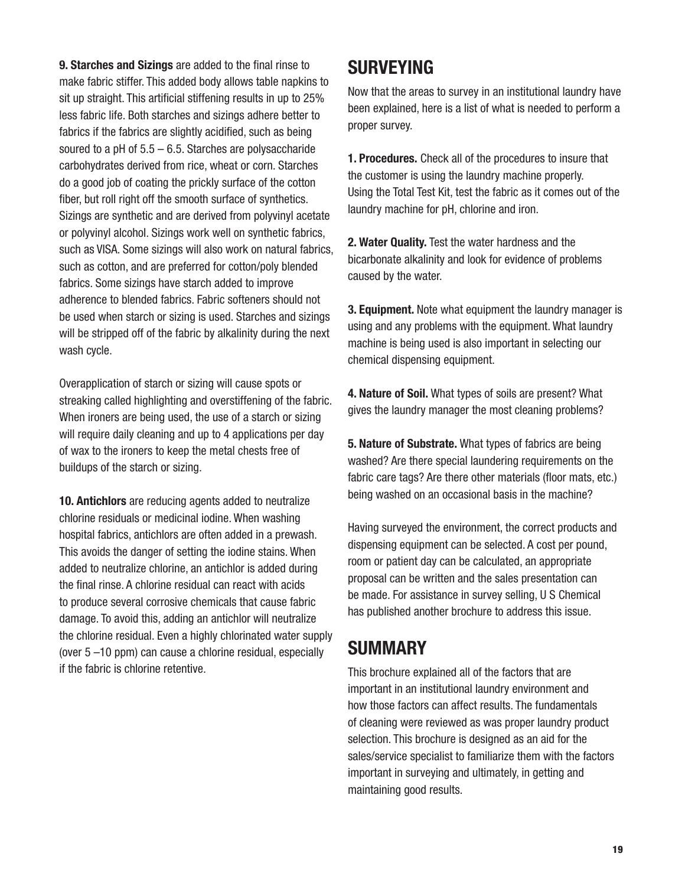**9. Starches and Sizings** are added to the final rinse to make fabric stiffer. This added body allows table napkins to sit up straight. This artificial stiffening results in up to 25% less fabric life. Both starches and sizings adhere better to fabrics if the fabrics are slightly acidified, such as being soured to a pH of 5.5 – 6.5. Starches are polysaccharide carbohydrates derived from rice, wheat or corn. Starches do a good job of coating the prickly surface of the cotton fiber, but roll right off the smooth surface of synthetics. Sizings are synthetic and are derived from polyvinyl acetate or polyvinyl alcohol. Sizings work well on synthetic fabrics, such as VISA. Some sizings will also work on natural fabrics, such as cotton, and are preferred for cotton/poly blended fabrics. Some sizings have starch added to improve adherence to blended fabrics. Fabric softeners should not be used when starch or sizing is used. Starches and sizings will be stripped off of the fabric by alkalinity during the next wash cycle.

Overapplication of starch or sizing will cause spots or streaking called highlighting and overstiffening of the fabric. When ironers are being used, the use of a starch or sizing will require daily cleaning and up to 4 applications per day of wax to the ironers to keep the metal chests free of buildups of the starch or sizing.

**10. Antichlors** are reducing agents added to neutralize chlorine residuals or medicinal iodine. When washing hospital fabrics, antichlors are often added in a prewash. This avoids the danger of setting the iodine stains. When added to neutralize chlorine, an antichlor is added during the final rinse. A chlorine residual can react with acids to produce several corrosive chemicals that cause fabric damage. To avoid this, adding an antichlor will neutralize the chlorine residual. Even a highly chlorinated water supply (over 5 –10 ppm) can cause a chlorine residual, especially if the fabric is chlorine retentive.

## SURVEYING

Now that the areas to survey in an institutional laundry have been explained, here is a list of what is needed to perform a proper survey.

**1. Procedures.** Check all of the procedures to insure that the customer is using the laundry machine properly. Using the Total Test Kit, test the fabric as it comes out of the laundry machine for pH, chlorine and iron.

**2. Water Quality.** Test the water hardness and the bicarbonate alkalinity and look for evidence of problems caused by the water.

**3. Equipment.** Note what equipment the laundry manager is using and any problems with the equipment. What laundry machine is being used is also important in selecting our chemical dispensing equipment.

**4. Nature of Soil.** What types of soils are present? What gives the laundry manager the most cleaning problems?

**5. Nature of Substrate.** What types of fabrics are being washed? Are there special laundering requirements on the fabric care tags? Are there other materials (floor mats, etc.) being washed on an occasional basis in the machine?

Having surveyed the environment, the correct products and dispensing equipment can be selected. A cost per pound, room or patient day can be calculated, an appropriate proposal can be written and the sales presentation can be made. For assistance in survey selling, U S Chemical has published another brochure to address this issue.

## SUMMARY

This brochure explained all of the factors that are important in an institutional laundry environment and how those factors can affect results. The fundamentals of cleaning were reviewed as was proper laundry product selection. This brochure is designed as an aid for the sales/service specialist to familiarize them with the factors important in surveying and ultimately, in getting and maintaining good results.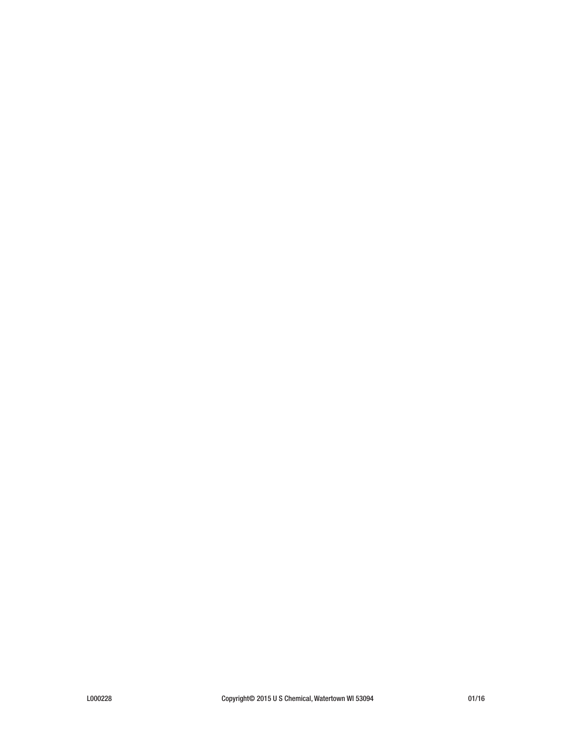L000228 Copyright© 2015 U S Chemical, Watertown WI 53094 01/16